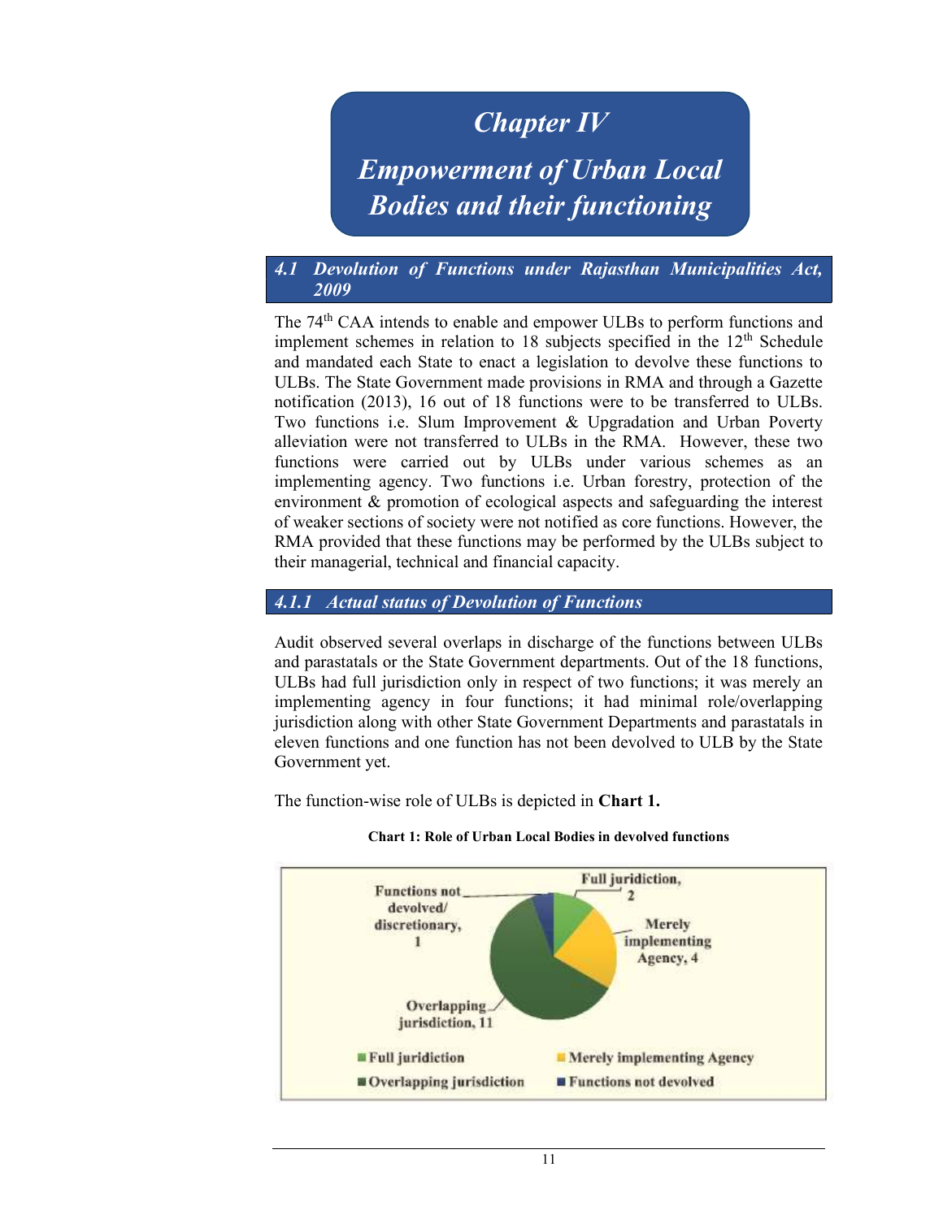# Chapter IV

# Empowerment of Urban Local Bodies and their functioning

## 4.1 Devolution of Functions under Rajasthan Municipalities Act, 2009

The 74[th] CAA intends to enable and empower ULBs to perform functions and implement schemes in relation to 18 subjects specified in the 12[th] Schedule and mandated each State to enact a legislation to devolve these functions to ULBs. The State Government made provisions in RMA and through a Gazette notification (2013), 16 out of 18 functions were to be transferred to ULBs. Two functions i.e. Slum Improvement & Upgradation and Urban Poverty alleviation were not transferred to ULBs in the RMA. However, these two functions were carried out by ULBs under various schemes as an implementing agency. Two functions i.e. Urban forestry, protection of the environment & promotion of ecological aspects and safeguarding the interest of weaker sections of society were not notified as core functions. However, the RMA provided that these functions may be performed by the ULBs subject to their managerial, technical and financial capacity.

### 4.1.1 Actual status of Devolution of Functions

Audit observed several overlaps in discharge of the functions between ULBs and parastatals or the State Government departments. Out of the 18 functions, ULBs had full jurisdiction only in respect of two functions; it was merely an implementing agency in four functions; it had minimal role/overlapping jurisdiction along with other State Government Departments and parastatals in eleven functions and one function has not been devolved to ULB by the State Government yet.

The function-wise role of ULBs is depicted in **Chart 1.**

**Chart 1: Role of Urban Local Bodies in devolved functions**

| Category | Number of functions |
|---|---|
| Full juridiction | 2 |
| Merely implementing Agency | 4 |
| Overlapping jurisdiction | 11 |
| Functions not devolved/ discretionary | 1 |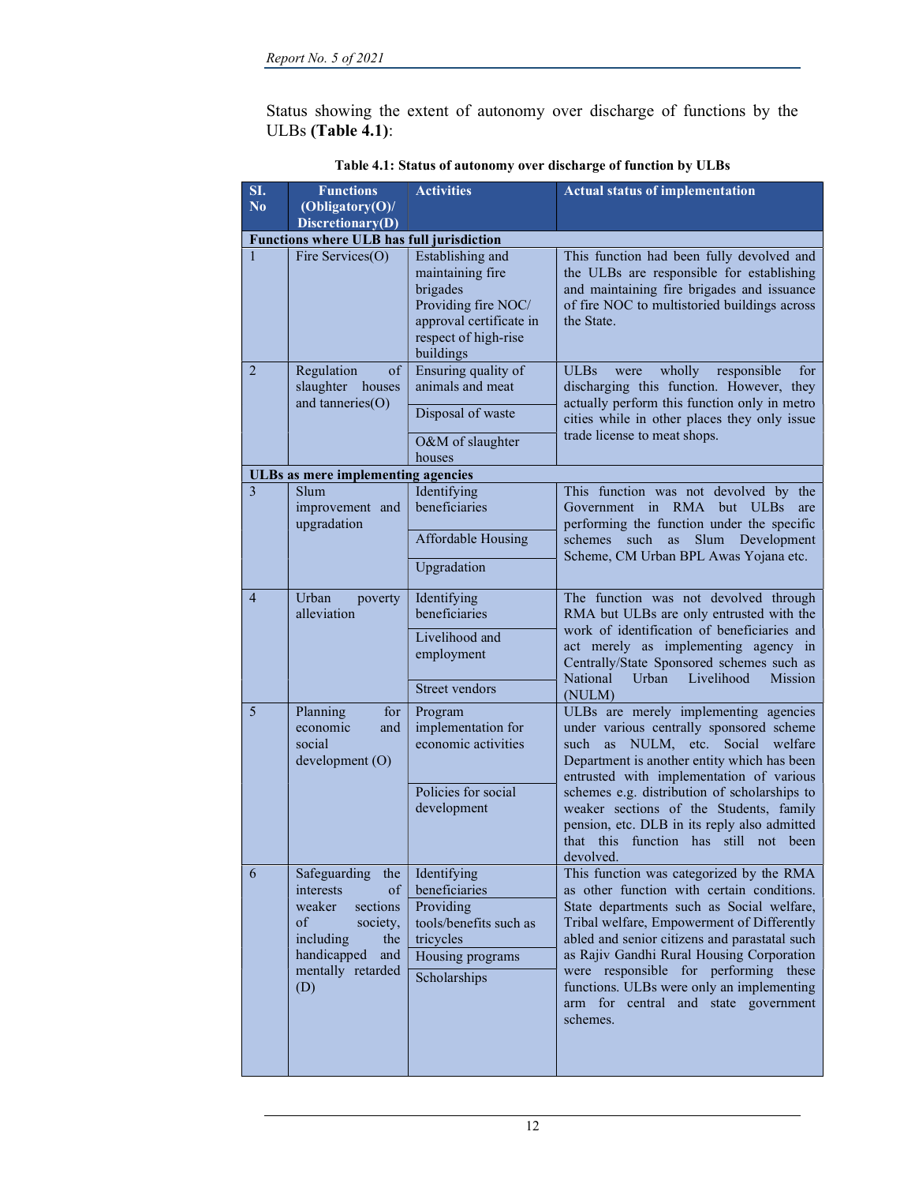Status showing the extent of autonomy over discharge of functions by the ULBs **(Table 4.1)**:

**Table 4.1: Status of autonomy over discharge of function by ULBs**

| Sl. No | Functions (Obligatory(O)/ Discretionary(D) | Activities | Actual status of implementation |
|---|---|---|---|
| **Functions where ULB has full jurisdiction** | | | |
| 1 | Fire Services(O) | Establishing and maintaining fire brigades<br>Providing fire NOC/ approval certificate in respect of high-rise buildings | This function had been fully devolved and the ULBs are responsible for establishing and maintaining fire brigades and issuance of fire NOC to multistoried buildings across the State. |
| 2 | Regulation of slaughter houses and tanneries(O) | Ensuring quality of animals and meat<br>Disposal of waste<br>O&M of slaughter houses | ULBs were wholly responsible for discharging this function. However, they actually perform this function only in metro cities while in other places they only issue trade license to meat shops. |
| **ULBs as mere implementing agencies** | | | |
| 3 | Slum improvement and upgradation | Identifying beneficiaries<br>Affordable Housing<br>Upgradation | This function was not devolved by the Government in RMA but ULBs are performing the function under the specific schemes such as Slum Development Scheme, CM Urban BPL Awas Yojana etc. |
| 4 | Urban poverty alleviation | Identifying beneficiaries<br>Livelihood and employment<br>Street vendors | The function was not devolved through RMA but ULBs are only entrusted with the work of identification of beneficiaries and act merely as implementing agency in Centrally/State Sponsored schemes such as National Urban Livelihood Mission (NULM) |
| 5 | Planning for economic and social development (O) | Program implementation for economic activities<br>Policies for social development | ULBs are merely implementing agencies under various centrally sponsored scheme such as NULM, etc. Social welfare Department is another entity which has been entrusted with implementation of various schemes e.g. distribution of scholarships to weaker sections of the Students, family pension, etc. DLB in its reply also admitted that this function has still not been devolved. |
| 6 | Safeguarding the interests of weaker sections of society, including the handicapped and mentally retarded (D) | Identifying beneficiaries<br>Providing tools/benefits such as tricycles<br>Housing programs<br>Scholarships | This function was categorized by the RMA as other function with certain conditions. State departments such as Social welfare, Tribal welfare, Empowerment of Differently abled and senior citizens and parastatal such as Rajiv Gandhi Rural Housing Corporation were responsible for performing these functions. ULBs were only an implementing arm for central and state government schemes. |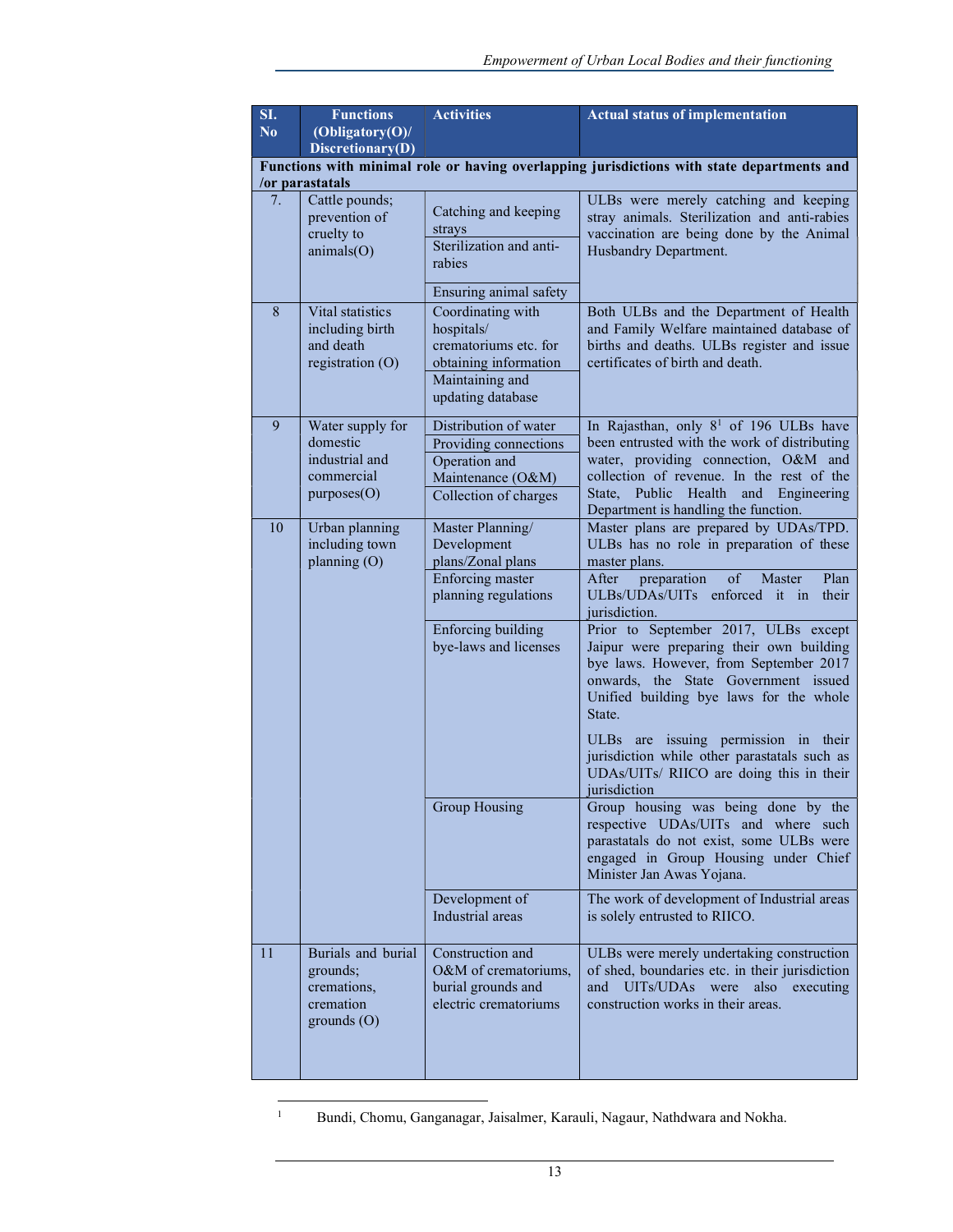| Sl. No | Functions (Obligatory(O)/ Discretionary(D) | Activities | Actual status of implementation |
|---|---|---|---|
| **Functions with minimal role or having overlapping jurisdictions with state departments and /or parastatals** | | | |
| 7. | Cattle pounds; prevention of cruelty to animals(O) | Catching and keeping strays | ULBs were merely catching and keeping stray animals. Sterilization and anti-rabies vaccination are being done by the Animal Husbandry Department. |
| | | Sterilization and anti-rabies | |
| | | Ensuring animal safety | |
| 8 | Vital statistics including birth and death registration (O) | Coordinating with hospitals/ crematoriums etc. for obtaining information | Both ULBs and the Department of Health and Family Welfare maintained database of births and deaths. ULBs register and issue certificates of birth and death. |
| | | Maintaining and updating database | |
| 9 | Water supply for domestic industrial and commercial purposes(O) | Distribution of water | In Rajasthan, only 8[1] of 196 ULBs have been entrusted with the work of distributing water, providing connection, O&M and collection of revenue. In the rest of the State, Public Health and Engineering Department is handling the function. |
| | | Providing connections | |
| | | Operation and Maintenance (O&M) | |
| | | Collection of charges | |
| 10 | Urban planning including town planning (O) | Master Planning/ Development plans/Zonal plans | Master plans are prepared by UDAs/TPD. ULBs has no role in preparation of these master plans. |
| | | Enforcing master planning regulations | After preparation of Master Plan ULBs/UDAs/UITs enforced it in their jurisdiction. |
| | | Enforcing building bye-laws and licenses | Prior to September 2017, ULBs except Jaipur were preparing their own building bye laws. However, from September 2017 onwards, the State Government issued Unified building bye laws for the whole State.<br><br>ULBs are issuing permission in their jurisdiction while other parastatals such as UDAs/UITs/ RIICO are doing this in their jurisdiction |
| | | Group Housing | Group housing was being done by the respective UDAs/UITs and where such parastatals do not exist, some ULBs were engaged in Group Housing under Chief Minister Jan Awas Yojana. |
| | | Development of Industrial areas | The work of development of Industrial areas is solely entrusted to RIICO. |
| 11 | Burials and burial grounds; cremations, cremation grounds (O) | Construction and O&M of crematoriums, burial grounds and electric crematoriums | ULBs were merely undertaking construction of shed, boundaries etc. in their jurisdiction and UITs/UDAs were also executing construction works in their areas. |

[1] Bundi, Chomu, Ganganagar, Jaisalmer, Karauli, Nagaur, Nathdwara and Nokha.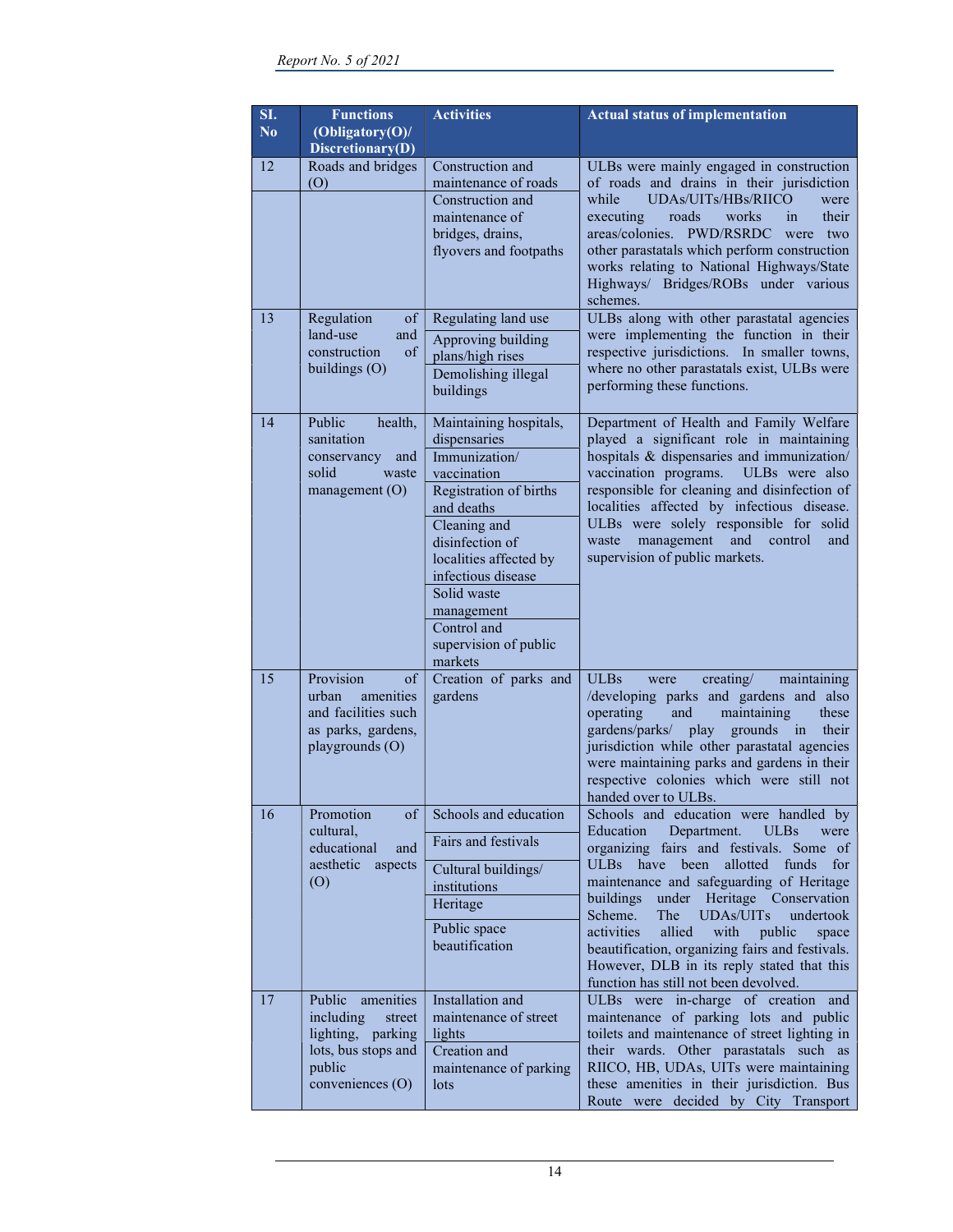| Sl. No | Functions (Obligatory(O)/ Discretionary(D) | Activities | Actual status of implementation |
|---|---|---|---|
| 12 | Roads and bridges (O) | Construction and maintenance of roads<br>Construction and maintenance of bridges, drains, flyovers and footpaths | ULBs were mainly engaged in construction of roads and drains in their jurisdiction while UDAs/UITs/HBs/RIICO were executing roads works in their areas/colonies. PWD/RSRDC were two other parastatals which perform construction works relating to National Highways/State Highways/ Bridges/ROBs under various schemes. |
| 13 | Regulation of land-use and construction of buildings (O) | Regulating land use<br>Approving building plans/high rises<br>Demolishing illegal buildings | ULBs along with other parastatal agencies were implementing the function in their respective jurisdictions. In smaller towns, where no other parastatals exist, ULBs were performing these functions. |
| 14 | Public health, sanitation conservancy and solid waste management (O) | Maintaining hospitals, dispensaries<br>Immunization/ vaccination<br>Registration for births and deaths<br>Cleaning and disinfection of localities affected by infectious disease<br>Solid waste management<br>Control and supervision of public markets | Department of Health and Family Welfare played a significant role in maintaining hospitals & dispensaries and immunization/ vaccination programs. ULBs were also responsible for cleaning and disinfection of localities affected by infectious disease. ULBs were solely responsible for solid waste management and control and supervision of public markets. |
| 15 | Provision of urban amenities and facilities such as parks, gardens, playgrounds (O) | Creation of parks and gardens | ULBs were creating/ maintaining /developing parks and gardens and also operating and maintaining these gardens/parks/ play grounds in their jurisdiction while other parastatal agencies were maintaining parks and gardens in their respective colonies which were still not handed over to ULBs. |
| 16 | Promotion of cultural, educational and aesthetic aspects (O) | Schools and education<br>Fairs and festivals<br>Cultural buildings/ institutions<br>Heritage<br>Public space beautification | Schools and education were handled by Education Department. ULBs were organizing fairs and festivals. Some of ULBs have been allotted funds for maintenance and safeguarding of Heritage buildings under Heritage Conservation Scheme. The UDAs/UITs undertook activities allied with public space beautification, organizing fairs and festivals. However, DLB in its reply stated that this function has still not been devolved. |
| 17 | Public amenities including street lighting, parking lots, bus stops and public conveniences (O) | Installation and maintenance of street lights<br>Creation and maintenance of parking lots | ULBs were in-charge of creation and maintenance of parking lots and public toilets and maintenance of street lighting in their wards. Other parastatals such as RIICO, HB, UDAs, UITs were maintaining these amenities in their jurisdiction. Bus Route were decided by City Transport |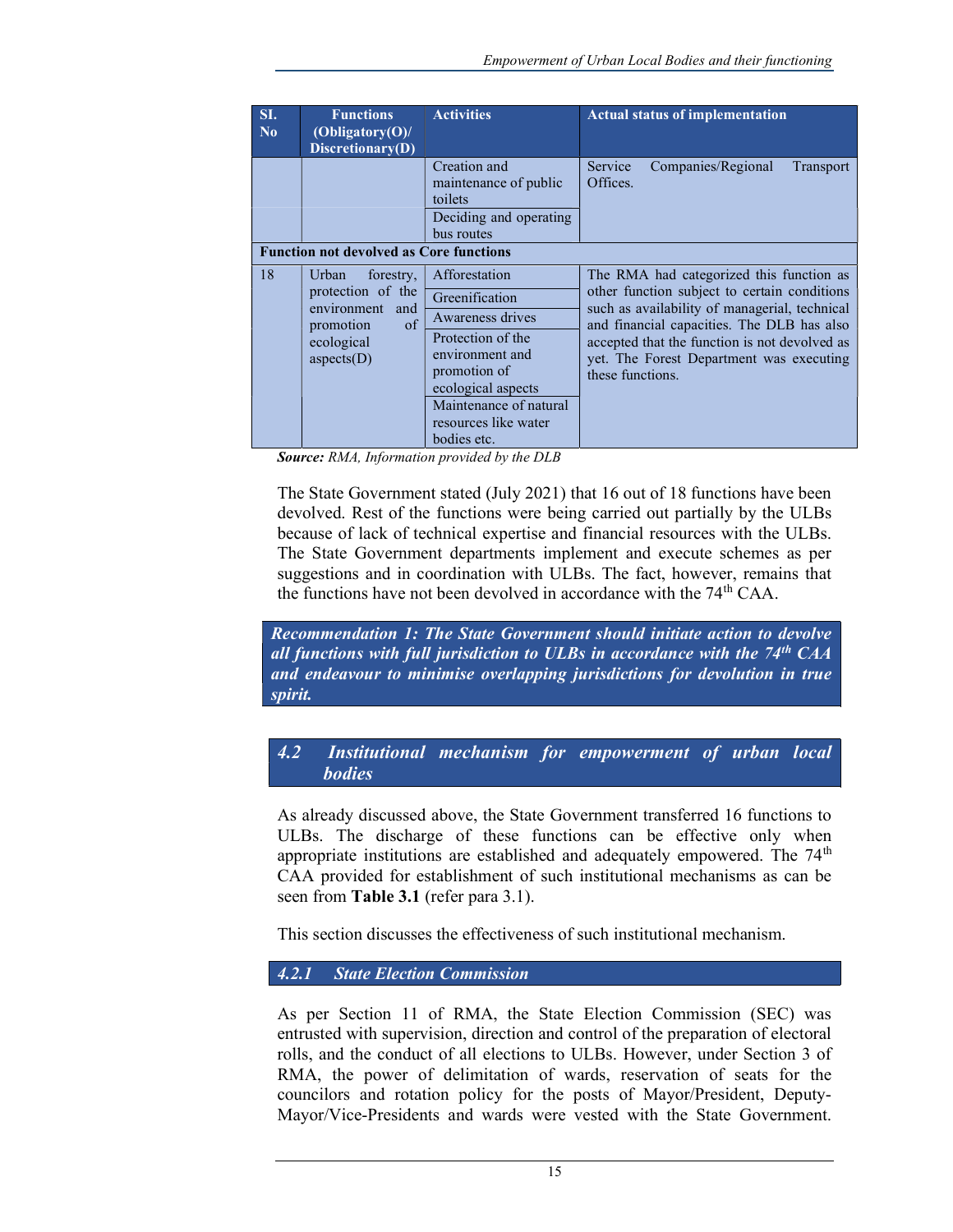| Sl. No | Functions (Obligatory(O)/ Discretionary(D) | Activities | Actual status of implementation |
|---|---|---|---|
| | | Creation and maintenance of public toilets | Service Companies/Regional Transport Offices. |
| | | Deciding and operating bus routes | |
| **Function not devolved as Core functions** | | | |
| 18 | Urban forestry, protection of the environment and promotion of ecological aspects(D) | Afforestation | The RMA had categorized this function as other function subject to certain conditions such as availability of managerial, technical and financial capacities. The DLB has also accepted that the function is not devolved as yet. The Forest Department was executing these functions. |
| | | Greenification | |
| | | Awareness drives | |
| | | Protection of the environment and promotion of ecological aspects | |
| | | Maintenance of natural resources like water bodies etc. | |

***Source:*** *RMA, Information provided by the DLB*

The State Government stated (July 2021) that 16 out of 18 functions have been devolved. Rest of the functions were being carried out partially by the ULBs because of lack of technical expertise and financial resources with the ULBs. The State Government departments implement and execute schemes as per suggestions and in coordination with ULBs. The fact, however, remains that the functions have not been devolved in accordance with the 74th CAA.

***Recommendation 1: The State Government should initiate action to devolve all functions with full jurisdiction to ULBs in accordance with the 74th CAA and endeavour to minimise overlapping jurisdictions for devolution in true spirit.***

## *4.2 Institutional mechanism for empowerment of urban local bodies*

As already discussed above, the State Government transferred 16 functions to ULBs. The discharge of these functions can be effective only when appropriate institutions are established and adequately empowered. The 74th CAA provided for establishment of such institutional mechanisms as can be seen from **Table 3.1** (refer para 3.1).

This section discusses the effectiveness of such institutional mechanism.

### *4.2.1 State Election Commission*

As per Section 11 of RMA, the State Election Commission (SEC) was entrusted with supervision, direction and control of the preparation of electoral rolls, and the conduct of all elections to ULBs. However, under Section 3 of RMA, the power of delimitation of wards, reservation of seats for the councilors and rotation policy for the posts of Mayor/President, Deputy-Mayor/Vice-Presidents and wards were vested with the State Government.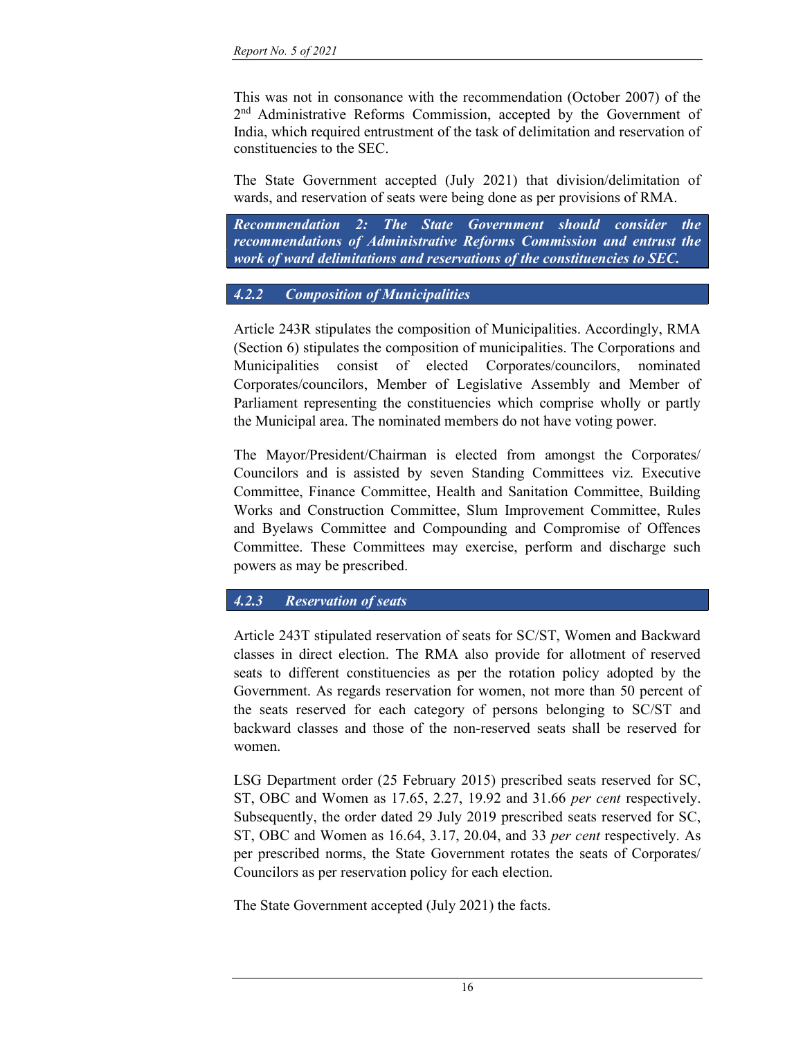This was not in consonance with the recommendation (October 2007) of the 2[nd] Administrative Reforms Commission, accepted by the Government of India, which required entrustment of the task of delimitation and reservation of constituencies to the SEC.

The State Government accepted (July 2021) that division/delimitation of wards, and reservation of seats were being done as per provisions of RMA.

***Recommendation 2: The State Government should consider the recommendations of Administrative Reforms Commission and entrust the work of ward delimitations and reservations of the constituencies to SEC.***

### *4.2.2 Composition of Municipalities*

Article 243R stipulates the composition of Municipalities. Accordingly, RMA (Section 6) stipulates the composition of municipalities. The Corporations and Municipalities consist of elected Corporates/councilors, nominated Corporates/councilors, Member of Legislative Assembly and Member of Parliament representing the constituencies which comprise wholly or partly the Municipal area. The nominated members do not have voting power.

The Mayor/President/Chairman is elected from amongst the Corporates/ Councilors and is assisted by seven Standing Committees viz. Executive Committee, Finance Committee, Health and Sanitation Committee, Building Works and Construction Committee, Slum Improvement Committee, Rules and Byelaws Committee and Compounding and Compromise of Offences Committee. These Committees may exercise, perform and discharge such powers as may be prescribed.

### *4.2.3 Reservation of seats*

Article 243T stipulated reservation of seats for SC/ST, Women and Backward classes in direct election. The RMA also provide for allotment of reserved seats to different constituencies as per the rotation policy adopted by the Government. As regards reservation for women, not more than 50 percent of the seats reserved for each category of persons belonging to SC/ST and backward classes and those of the non-reserved seats shall be reserved for women.

LSG Department order (25 February 2015) prescribed seats reserved for SC, ST, OBC and Women as 17.65, 2.27, 19.92 and 31.66 *per cent* respectively. Subsequently, the order dated 29 July 2019 prescribed seats reserved for SC, ST, OBC and Women as 16.64, 3.17, 20.04, and 33 *per cent* respectively. As per prescribed norms, the State Government rotates the seats of Corporates/ Councilors as per reservation policy for each election.

The State Government accepted (July 2021) the facts.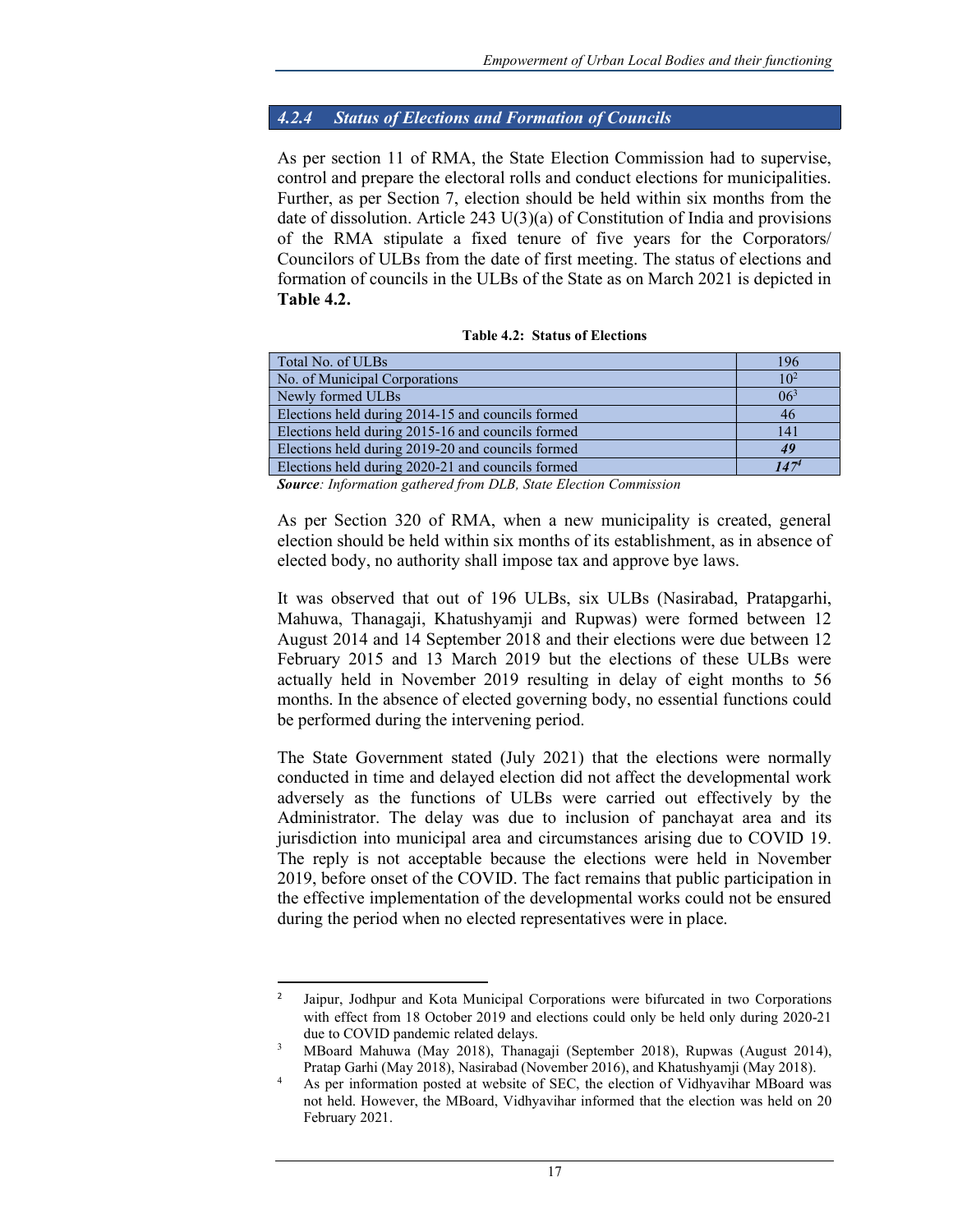### 4.2.4 Status of Elections and Formation of Councils

As per section 11 of RMA, the State Election Commission had to supervise, control and prepare the electoral rolls and conduct elections for municipalities. Further, as per Section 7, election should be held within six months from the date of dissolution. Article 243 U(3)(a) of Constitution of India and provisions of the RMA stipulate a fixed tenure of five years for the Corporators/ Councilors of ULBs from the date of first meeting. The status of elections and formation of councils in the ULBs of the State as on March 2021 is depicted in **Table 4.2.**

**Table 4.2: Status of Elections**

| | |
|---|---|
| Total No. of ULBs | 196 |
| No. of Municipal Corporations | 10[2] |
| Newly formed ULBs | 06[3] |
| Elections held during 2014-15 and councils formed | 46 |
| Elections held during 2015-16 and councils formed | 141 |
| Elections held during 2019-20 and councils formed | ***49*** |
| Elections held during 2020-21 and councils formed | ***147***[4] |

***Source***: *Information gathered from DLB, State Election Commission*

As per Section 320 of RMA, when a new municipality is created, general election should be held within six months of its establishment, as in absence of elected body, no authority shall impose tax and approve bye laws.

It was observed that out of 196 ULBs, six ULBs (Nasirabad, Pratapgarhi, Mahuwa, Thanagaji, Khatushyamji and Rupwas) were formed between 12 August 2014 and 14 September 2018 and their elections were due between 12 February 2015 and 13 March 2019 but the elections of these ULBs were actually held in November 2019 resulting in delay of eight months to 56 months. In the absence of elected governing body, no essential functions could be performed during the intervening period.

The State Government stated (July 2021) that the elections were normally conducted in time and delayed election did not affect the developmental work adversely as the functions of ULBs were carried out effectively by the Administrator. The delay was due to inclusion of panchayat area and its jurisdiction into municipal area and circumstances arising due to COVID 19. The reply is not acceptable because the elections were held in November 2019, before onset of the COVID. The fact remains that public participation in the effective implementation of the developmental works could not be ensured during the period when no elected representatives were in place.

---

[2] Jaipur, Jodhpur and Kota Municipal Corporations were bifurcated in two Corporations with effect from 18 October 2019 and elections could only be held only during 2020-21 due to COVID pandemic related delays.

[3] MBoard Mahuwa (May 2018), Thanagaji (September 2018), Rupwas (August 2014), Pratap Garhi (May 2018), Nasirabad (November 2016), and Khatushyamji (May 2018).

[4] As per information posted at website of SEC, the election of Vidhyavihar MBoard was not held. However, the MBoard, Vidhyavihar informed that the election was held on 20 February 2021.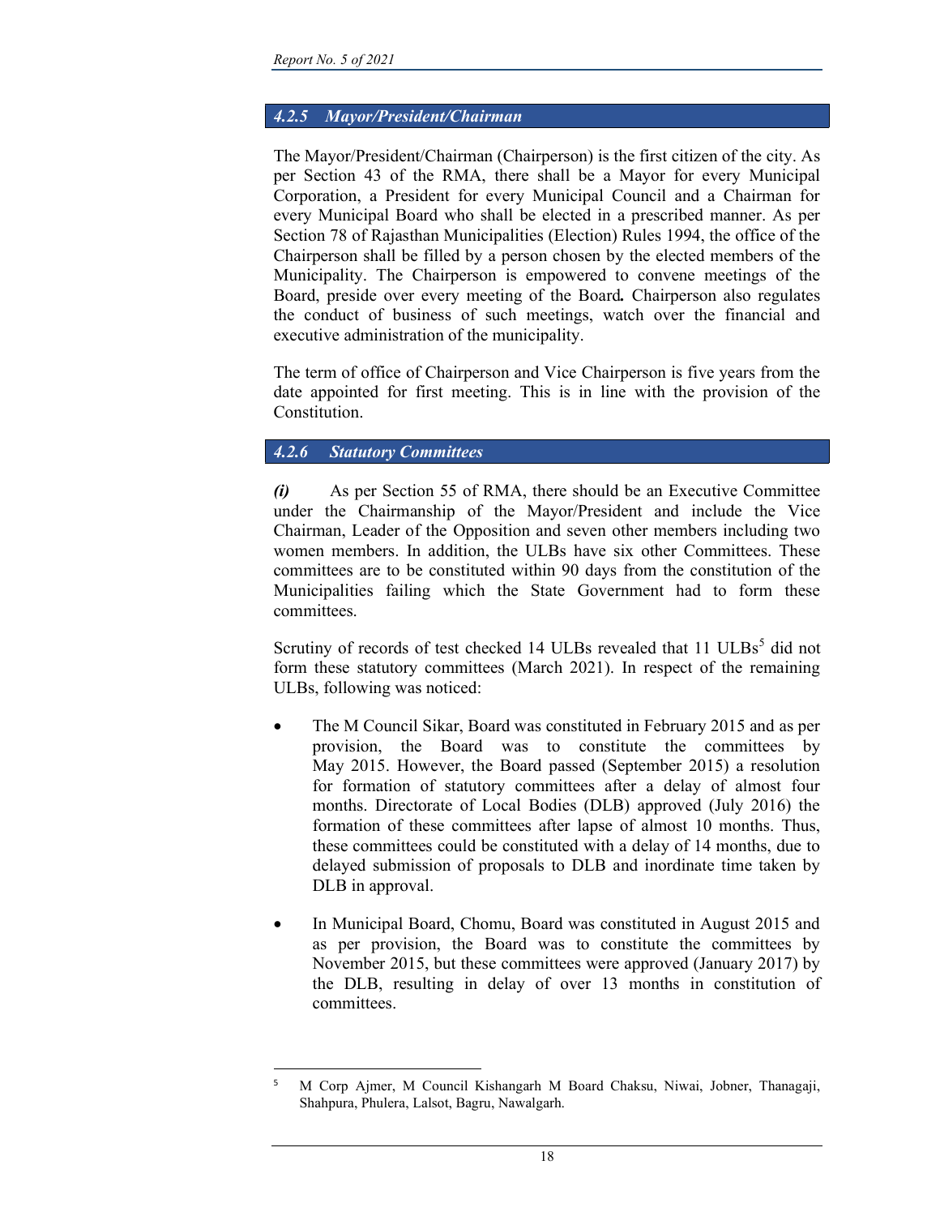### *4.2.5 Mayor/President/Chairman*

The Mayor/President/Chairman (Chairperson) is the first citizen of the city. As per Section 43 of the RMA, there shall be a Mayor for every Municipal Corporation, a President for every Municipal Council and a Chairman for every Municipal Board who shall be elected in a prescribed manner. As per Section 78 of Rajasthan Municipalities (Election) Rules 1994, the office of the Chairperson shall be filled by a person chosen by the elected members of the Municipality. The Chairperson is empowered to convene meetings of the Board, preside over every meeting of the Board**.** Chairperson also regulates the conduct of business of such meetings, watch over the financial and executive administration of the municipality.

The term of office of Chairperson and Vice Chairperson is five years from the date appointed for first meeting. This is in line with the provision of the Constitution.

### *4.2.6 Statutory Committees*

***(i)*** As per Section 55 of RMA, there should be an Executive Committee under the Chairmanship of the Mayor/President and include the Vice Chairman, Leader of the Opposition and seven other members including two women members. In addition, the ULBs have six other Committees. These committees are to be constituted within 90 days from the constitution of the Municipalities failing which the State Government had to form these committees.

Scrutiny of records of test checked 14 ULBs revealed that 11 ULBs[5] did not form these statutory committees (March 2021). In respect of the remaining ULBs, following was noticed:

- The M Council Sikar, Board was constituted in February 2015 and as per provision, the Board was to constitute the committees by May 2015. However, the Board passed (September 2015) a resolution for formation of statutory committees after a delay of almost four months. Directorate of Local Bodies (DLB) approved (July 2016) the formation of these committees after lapse of almost 10 months. Thus, these committees could be constituted with a delay of 14 months, due to delayed submission of proposals to DLB and inordinate time taken by DLB in approval.

- In Municipal Board, Chomu, Board was constituted in August 2015 and as per provision, the Board was to constitute the committees by November 2015, but these committees were approved (January 2017) by the DLB, resulting in delay of over 13 months in constitution of committees.

---

[5] M Corp Ajmer, M Council Kishangarh M Board Chaksu, Niwai, Jobner, Thanagaji, Shahpura, Phulera, Lalsot, Bagru, Nawalgarh.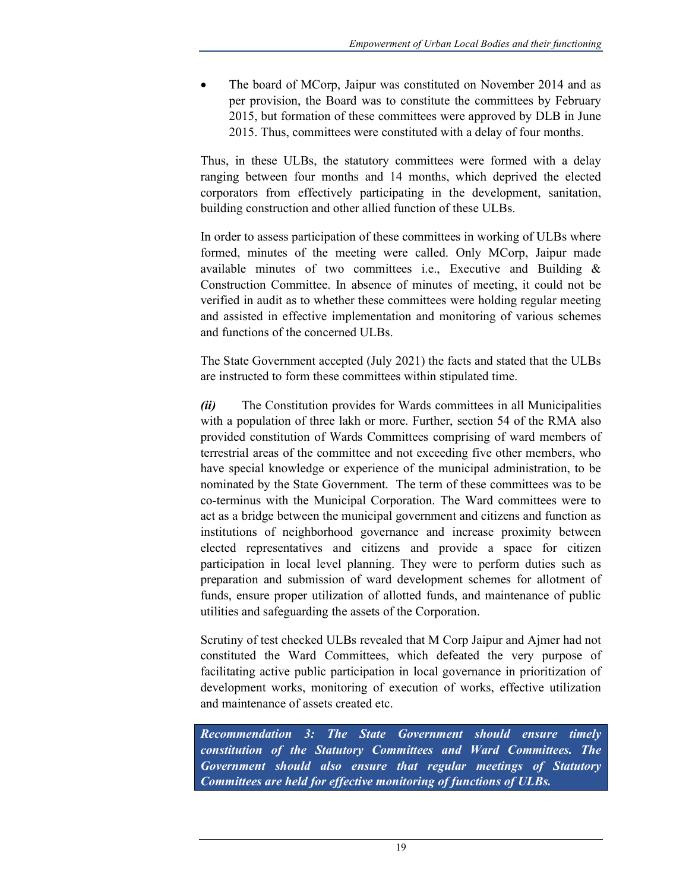- The board of MCorp, Jaipur was constituted on November 2014 and as per provision, the Board was to constitute the committees by February 2015, but formation of these committees were approved by DLB in June 2015. Thus, committees were constituted with a delay of four months.

Thus, in these ULBs, the statutory committees were formed with a delay ranging between four months and 14 months, which deprived the elected corporators from effectively participating in the development, sanitation, building construction and other allied function of these ULBs.

In order to assess participation of these committees in working of ULBs where formed, minutes of the meeting were called. Only MCorp, Jaipur made available minutes of two committees i.e., Executive and Building & Construction Committee. In absence of minutes of meeting, it could not be verified in audit as to whether these committees were holding regular meeting and assisted in effective implementation and monitoring of various schemes and functions of the concerned ULBs.

The State Government accepted (July 2021) the facts and stated that the ULBs are instructed to form these committees within stipulated time.

***(ii)*** The Constitution provides for Wards committees in all Municipalities with a population of three lakh or more. Further, section 54 of the RMA also provided constitution of Wards Committees comprising of ward members of terrestrial areas of the committee and not exceeding five other members, who have special knowledge or experience of the municipal administration, to be nominated by the State Government. The term of these committees was to be co-terminus with the Municipal Corporation. The Ward committees were to act as a bridge between the municipal government and citizens and function as institutions of neighborhood governance and increase proximity between elected representatives and citizens and provide a space for citizen participation in local level planning. They were to perform duties such as preparation and submission of ward development schemes for allotment of funds, ensure proper utilization of allotted funds, and maintenance of public utilities and safeguarding the assets of the Corporation.

Scrutiny of test checked ULBs revealed that M Corp Jaipur and Ajmer had not constituted the Ward Committees, which defeated the very purpose of facilitating active public participation in local governance in prioritization of development works, monitoring of execution of works, effective utilization and maintenance of assets created etc.

***Recommendation 3: The State Government should ensure timely constitution of the Statutory Committees and Ward Committees. The Government should also ensure that regular meetings of Statutory Committees are held for effective monitoring of functions of ULBs.***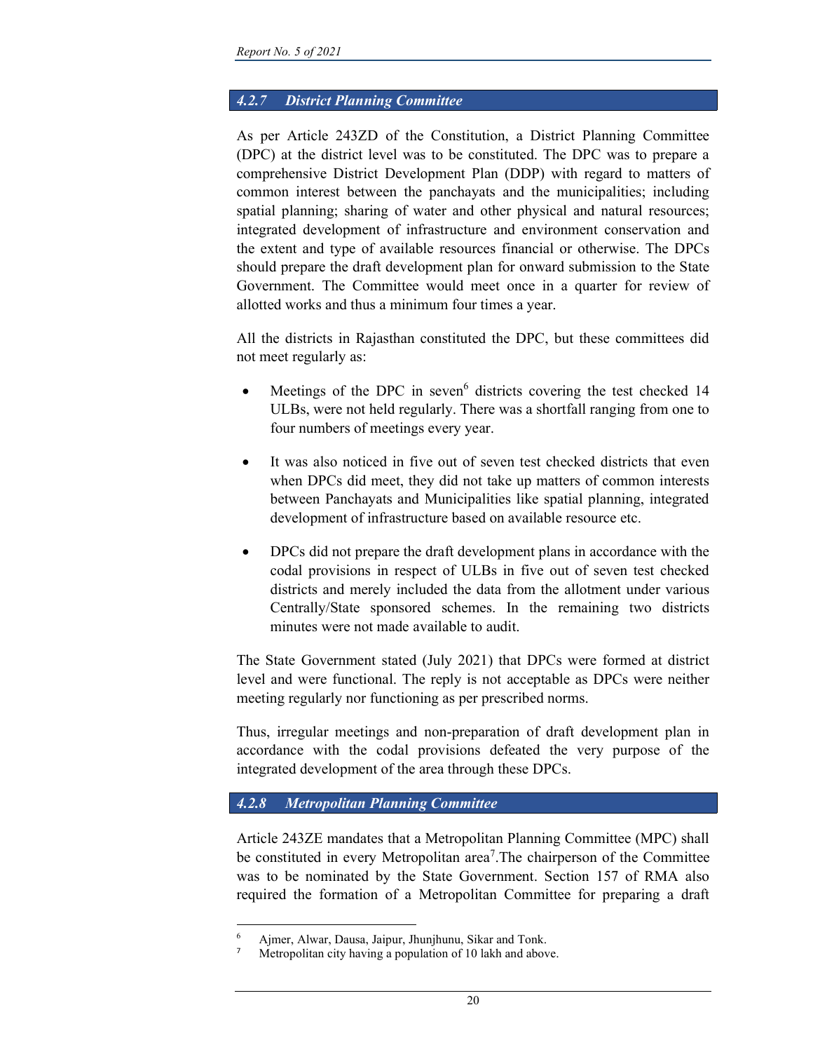### 4.2.7 District Planning Committee

As per Article 243ZD of the Constitution, a District Planning Committee (DPC) at the district level was to be constituted. The DPC was to prepare a comprehensive District Development Plan (DDP) with regard to matters of common interest between the panchayats and the municipalities; including spatial planning; sharing of water and other physical and natural resources; integrated development of infrastructure and environment conservation and the extent and type of available resources financial or otherwise. The DPCs should prepare the draft development plan for onward submission to the State Government. The Committee would meet once in a quarter for review of allotted works and thus a minimum four times a year.

All the districts in Rajasthan constituted the DPC, but these committees did not meet regularly as:

- Meetings of the DPC in seven[6] districts covering the test checked 14 ULBs, were not held regularly. There was a shortfall ranging from one to four numbers of meetings every year.
- It was also noticed in five out of seven test checked districts that even when DPCs did meet, they did not take up matters of common interests between Panchayats and Municipalities like spatial planning, integrated development of infrastructure based on available resource etc.
- DPCs did not prepare the draft development plans in accordance with the codal provisions in respect of ULBs in five out of seven test checked districts and merely included the data from the allotment under various Centrally/State sponsored schemes. In the remaining two districts minutes were not made available to audit.

The State Government stated (July 2021) that DPCs were formed at district level and were functional. The reply is not acceptable as DPCs were neither meeting regularly nor functioning as per prescribed norms.

Thus, irregular meetings and non-preparation of draft development plan in accordance with the codal provisions defeated the very purpose of the integrated development of the area through these DPCs.

### 4.2.8 Metropolitan Planning Committee

Article 243ZE mandates that a Metropolitan Planning Committee (MPC) shall be constituted in every Metropolitan area[7].The chairperson of the Committee was to be nominated by the State Government. Section 157 of RMA also required the formation of a Metropolitan Committee for preparing a draft

---

[6] Ajmer, Alwar, Dausa, Jaipur, Jhunjhunu, Sikar and Tonk.

[7] Metropolitan city having a population of 10 lakh and above.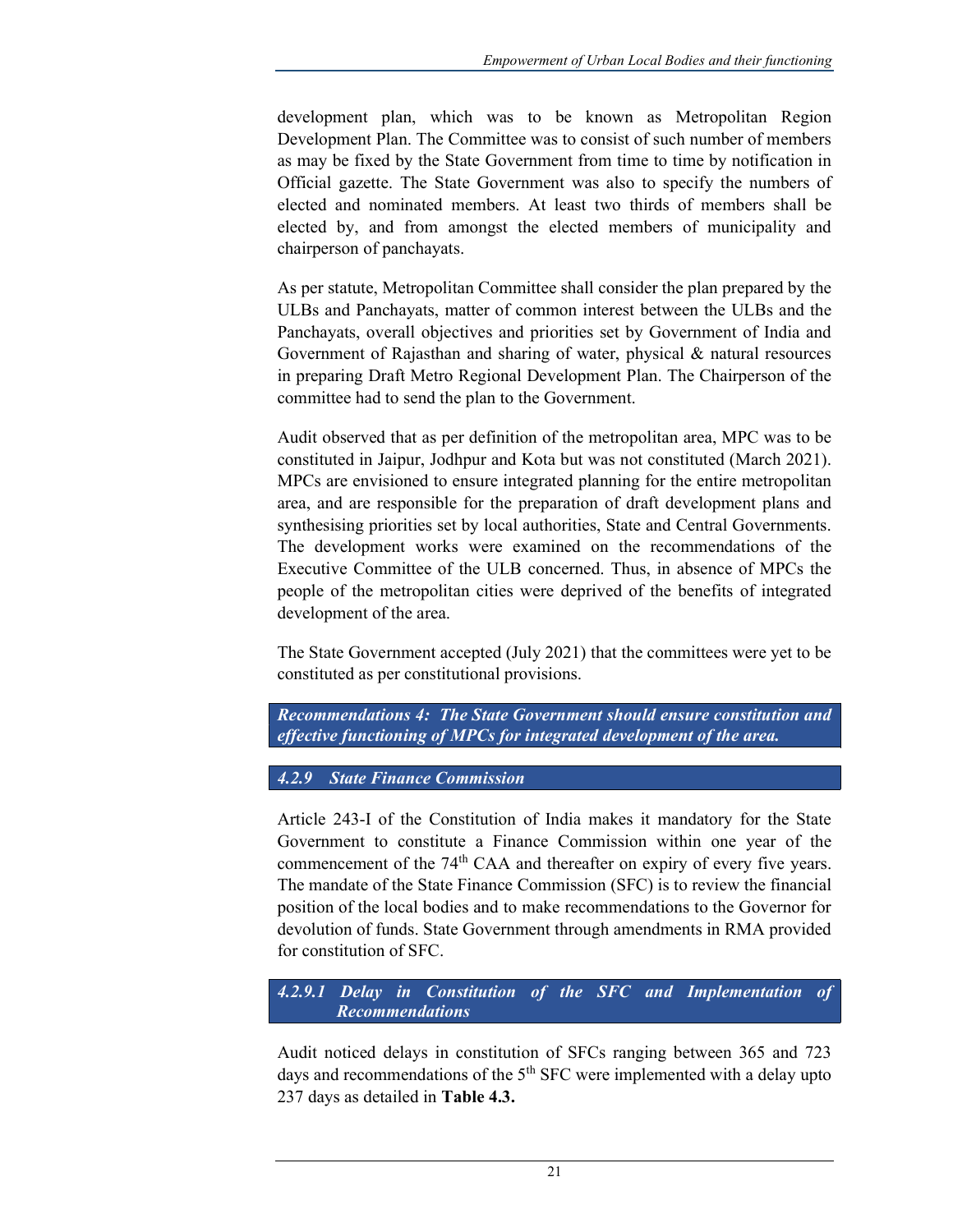development plan, which was to be known as Metropolitan Region Development Plan. The Committee was to consist of such number of members as may be fixed by the State Government from time to time by notification in Official gazette. The State Government was also to specify the numbers of elected and nominated members. At least two thirds of members shall be elected by, and from amongst the elected members of municipality and chairperson of panchayats.

As per statute, Metropolitan Committee shall consider the plan prepared by the ULBs and Panchayats, matter of common interest between the ULBs and the Panchayats, overall objectives and priorities set by Government of India and Government of Rajasthan and sharing of water, physical & natural resources in preparing Draft Metro Regional Development Plan. The Chairperson of the committee had to send the plan to the Government.

Audit observed that as per definition of the metropolitan area, MPC was to be constituted in Jaipur, Jodhpur and Kota but was not constituted (March 2021). MPCs are envisioned to ensure integrated planning for the entire metropolitan area, and are responsible for the preparation of draft development plans and synthesising priorities set by local authorities, State and Central Governments. The development works were examined on the recommendations of the Executive Committee of the ULB concerned. Thus, in absence of MPCs the people of the metropolitan cities were deprived of the benefits of integrated development of the area.

The State Government accepted (July 2021) that the committees were yet to be constituted as per constitutional provisions.

***Recommendations 4: The State Government should ensure constitution and effective functioning of MPCs for integrated development of the area.***

### *4.2.9 State Finance Commission*

Article 243-I of the Constitution of India makes it mandatory for the State Government to constitute a Finance Commission within one year of the commencement of the 74th CAA and thereafter on expiry of every five years. The mandate of the State Finance Commission (SFC) is to review the financial position of the local bodies and to make recommendations to the Governor for devolution of funds. State Government through amendments in RMA provided for constitution of SFC.

#### *4.2.9.1 Delay in Constitution of the SFC and Implementation of Recommendations*

Audit noticed delays in constitution of SFCs ranging between 365 and 723 days and recommendations of the 5th SFC were implemented with a delay upto 237 days as detailed in **Table 4.3.**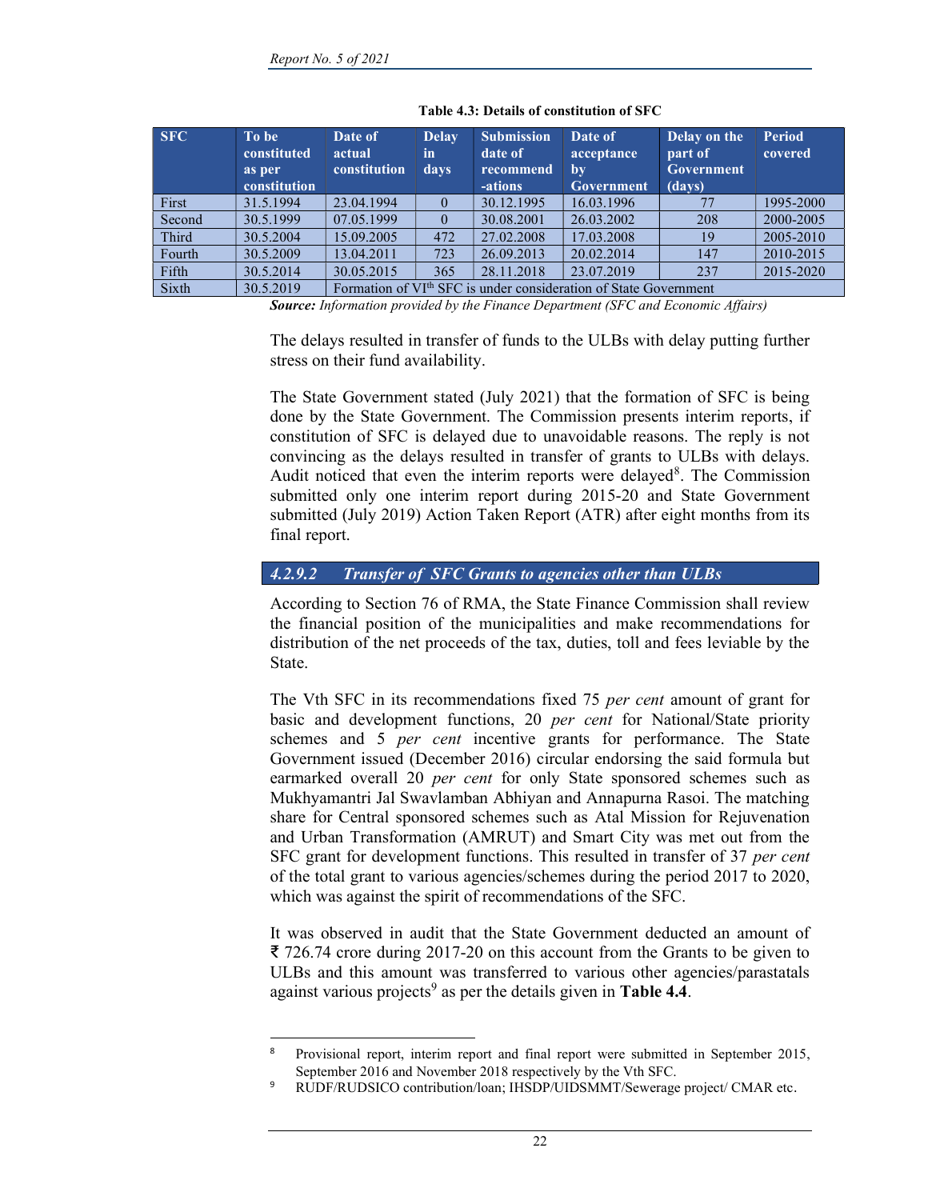**Table 4.3: Details of constitution of SFC**

| SFC | To be constituted as per constitution | Date of actual constitution | Delay in days | Submission date of recommend-ations | Date of acceptance by Government | Delay on the part of Government (days) | Period covered |
|---|---|---|---|---|---|---|---|
| First | 31.5.1994 | 23.04.1994 | 0 | 30.12.1995 | 16.03.1996 | 77 | 1995-2000 |
| Second | 30.5.1999 | 07.05.1999 | 0 | 30.08.2001 | 26.03.2002 | 208 | 2000-2005 |
| Third | 30.5.2004 | 15.09.2005 | 472 | 27.02.2008 | 17.03.2008 | 19 | 2005-2010 |
| Fourth | 30.5.2009 | 13.04.2011 | 723 | 26.09.2013 | 20.02.2014 | 147 | 2010-2015 |
| Fifth | 30.5.2014 | 30.05.2015 | 365 | 28.11.2018 | 23.07.2019 | 237 | 2015-2020 |
| Sixth | 30.5.2019 | Formation of VI[th] SFC is under consideration of State Government | | | | | |

***Source:*** *Information provided by the Finance Department (SFC and Economic Affairs)*

The delays resulted in transfer of funds to the ULBs with delay putting further stress on their fund availability.

The State Government stated (July 2021) that the formation of SFC is being done by the State Government. The Commission presents interim reports, if constitution of SFC is delayed due to unavoidable reasons. The reply is not convincing as the delays resulted in transfer of grants to ULBs with delays. Audit noticed that even the interim reports were delayed[8]. The Commission submitted only one interim report during 2015-20 and State Government submitted (July 2019) Action Taken Report (ATR) after eight months from its final report.

### *4.2.9.2 Transfer of SFC Grants to agencies other than ULBs*

According to Section 76 of RMA, the State Finance Commission shall review the financial position of the municipalities and make recommendations for distribution of the net proceeds of the tax, duties, toll and fees leviable by the State.

The Vth SFC in its recommendations fixed 75 *per cent* amount of grant for basic and development functions, 20 *per cent* for National/State priority schemes and 5 *per cent* incentive grants for performance. The State Government issued (December 2016) circular endorsing the said formula but earmarked overall 20 *per cent* for only State sponsored schemes such as Mukhyamantri Jal Swavlamban Abhiyan and Annapurna Rasoi. The matching share for Central sponsored schemes such as Atal Mission for Rejuvenation and Urban Transformation (AMRUT) and Smart City was met out from the SFC grant for development functions. This resulted in transfer of 37 *per cent* of the total grant to various agencies/schemes during the period 2017 to 2020, which was against the spirit of recommendations of the SFC.

It was observed in audit that the State Government deducted an amount of ₹ 726.74 crore during 2017-20 on this account from the Grants to be given to ULBs and this amount was transferred to various other agencies/parastatals against various projects[9] as per the details given in **Table 4.4**.

[8] Provisional report, interim report and final report were submitted in September 2015, September 2016 and November 2018 respectively by the Vth SFC.

[9] RUDF/RUDSICO contribution/loan; IHSDP/UIDSMMT/Sewerage project/ CMAR etc.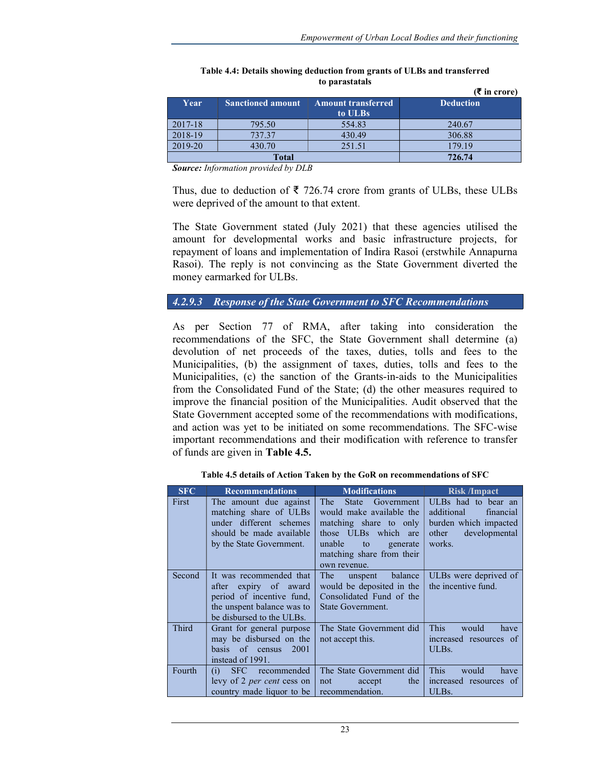**Table 4.4: Details showing deduction from grants of ULBs and transferred to parastatals**

(₹ in crore)

| Year | Sanctioned amount | Amount transferred to ULBs | Deduction |
|---|---|---|---|
| 2017-18 | 795.50 | 554.83 | 240.67 |
| 2018-19 | 737.37 | 430.49 | 306.88 |
| 2019-20 | 430.70 | 251.51 | 179.19 |
| **Total** | | | **726.74** |

***Source:*** *Information provided by DLB*

Thus, due to deduction of ₹ 726.74 crore from grants of ULBs, these ULBs were deprived of the amount to that extent.

The State Government stated (July 2021) that these agencies utilised the amount for developmental works and basic infrastructure projects, for repayment of loans and implementation of Indira Rasoi (erstwhile Annapurna Rasoi). The reply is not convincing as the State Government diverted the money earmarked for ULBs.

### *4.2.9.3 Response of the State Government to SFC Recommendations*

As per Section 77 of RMA, after taking into consideration the recommendations of the SFC, the State Government shall determine (a) devolution of net proceeds of the taxes, duties, tolls and fees to the Municipalities, (b) the assignment of taxes, duties, tolls and fees to the Municipalities, (c) the sanction of the Grants-in-aids to the Municipalities from the Consolidated Fund of the State; (d) the other measures required to improve the financial position of the Municipalities. Audit observed that the State Government accepted some of the recommendations with modifications, and action was yet to be initiated on some recommendations. The SFC-wise important recommendations and their modification with reference to transfer of funds are given in **Table 4.5.**

**Table 4.5 details of Action Taken by the GoR on recommendations of SFC**

| SFC | Recommendations | Modifications | Risk /Impact |
|---|---|---|---|
| First | The amount due against matching share of ULBs under different schemes should be made available by the State Government. | The State Government would make available the matching share to only those ULBs which are unable to generate matching share from their own revenue. | ULBs had to bear an additional financial burden which impacted other developmental works. |
| Second | It was recommended that after expiry of award period of incentive fund, the unspent balance was to be disbursed to the ULBs. | The unspent balance would be deposited in the Consolidated Fund of the State Government. | ULBs were deprived of the incentive fund. |
| Third | Grant for general purpose may be disbursed on the basis of census 2001 instead of 1991. | The State Government did not accept this. | This would have increased resources of ULBs. |
| Fourth | (i) SFC recommended levy of 2 *per cent* cess on country made liquor to be | The State Government did not accept the recommendation. | This would have increased resources of ULBs. |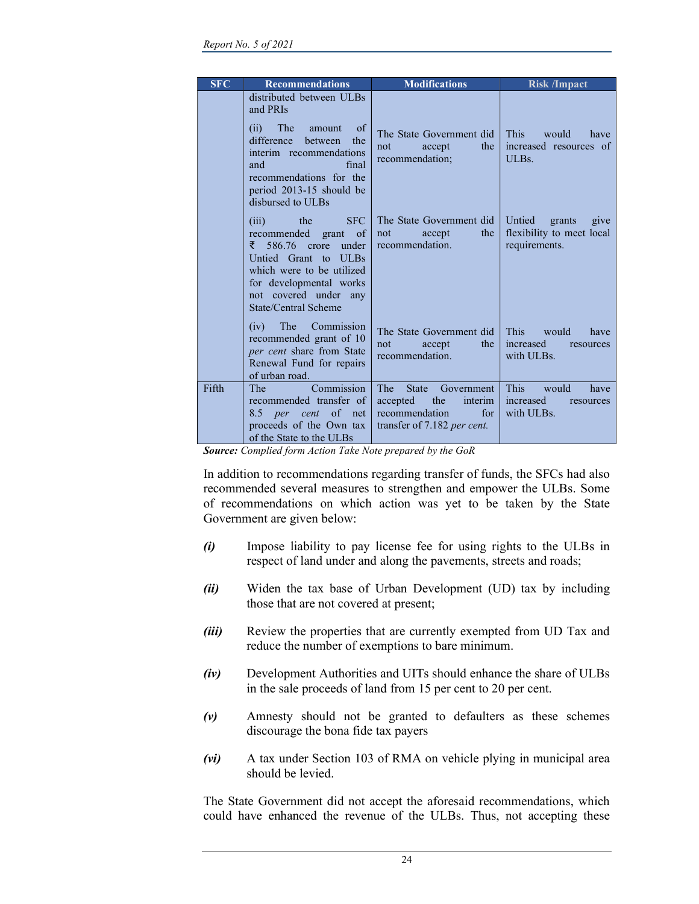| SFC | Recommendations | Modifications | Risk /Impact |
|---|---|---|---|
| | distributed between ULBs and PRIs | | |
| | (ii) The amount of difference between the interim recommendations and final recommendations for the period 2013-15 should be disbursed to ULBs | The State Government did not accept the recommendation; | This would have increased resources of ULBs. |
| | (iii) the SFC recommended grant of ₹ 586.76 crore under Untied Grant to ULBs which were to be utilized for developmental works not covered under any State/Central Scheme | The State Government did not accept the recommendation. | Untied grants give flexibility to meet local requirements. |
| | (iv) The Commission recommended grant of 10 *per cent* share from State Renewal Fund for repairs of urban road. | The State Government did not accept the recommendation. | This would have increased resources with ULBs. |
| Fifth | The Commission recommended transfer of 8.5 *per cent* of net proceeds of the Own tax of the State to the ULBs | The State Government accepted the interim recommendation for transfer of 7.182 *per cent.* | This would have increased resources with ULBs. |

***Source:*** *Complied form Action Take Note prepared by the GoR*

In addition to recommendations regarding transfer of funds, the SFCs had also recommended several measures to strengthen and empower the ULBs. Some of recommendations on which action was yet to be taken by the State Government are given below:

***(i)*** Impose liability to pay license fee for using rights to the ULBs in respect of land under and along the pavements, streets and roads;

***(ii)*** Widen the tax base of Urban Development (UD) tax by including those that are not covered at present;

***(iii)*** Review the properties that are currently exempted from UD Tax and reduce the number of exemptions to bare minimum.

***(iv)*** Development Authorities and UITs should enhance the share of ULBs in the sale proceeds of land from 15 per cent to 20 per cent.

***(v)*** Amnesty should not be granted to defaulters as these schemes discourage the bona fide tax payers

***(vi)*** A tax under Section 103 of RMA on vehicle plying in municipal area should be levied.

The State Government did not accept the aforesaid recommendations, which could have enhanced the revenue of the ULBs. Thus, not accepting these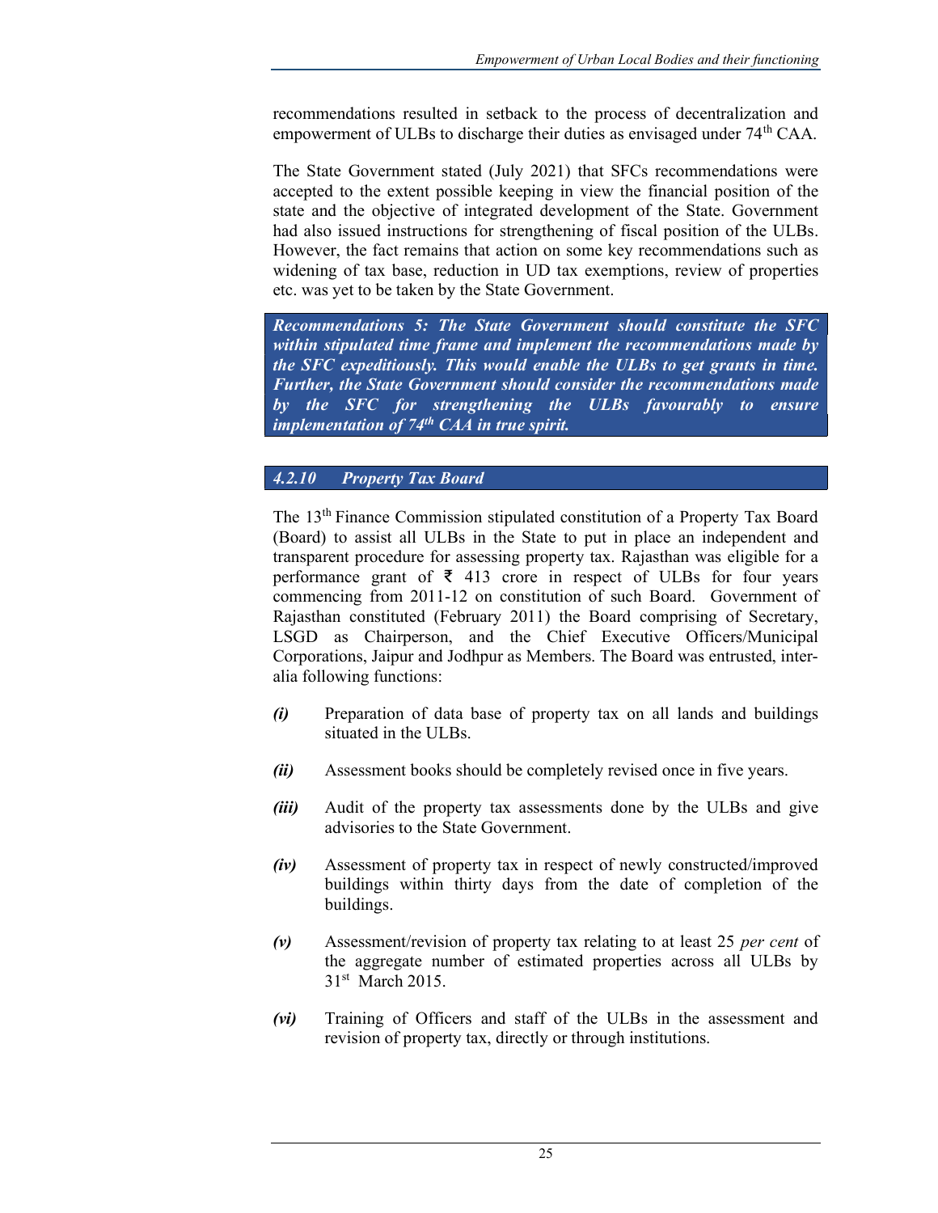recommendations resulted in setback to the process of decentralization and empowerment of ULBs to discharge their duties as envisaged under 74th CAA.

The State Government stated (July 2021) that SFCs recommendations were accepted to the extent possible keeping in view the financial position of the state and the objective of integrated development of the State. Government had also issued instructions for strengthening of fiscal position of the ULBs. However, the fact remains that action on some key recommendations such as widening of tax base, reduction in UD tax exemptions, review of properties etc. was yet to be taken by the State Government.

***Recommendations 5: The State Government should constitute the SFC within stipulated time frame and implement the recommendations made by the SFC expeditiously. This would enable the ULBs to get grants in time. Further, the State Government should consider the recommendations made by the SFC for strengthening the ULBs favourably to ensure implementation of 74th CAA in true spirit.***

### *4.2.10 Property Tax Board*

The 13th Finance Commission stipulated constitution of a Property Tax Board (Board) to assist all ULBs in the State to put in place an independent and transparent procedure for assessing property tax. Rajasthan was eligible for a performance grant of ₹ 413 crore in respect of ULBs for four years commencing from 2011-12 on constitution of such Board. Government of Rajasthan constituted (February 2011) the Board comprising of Secretary, LSGD as Chairperson, and the Chief Executive Officers/Municipal Corporations, Jaipur and Jodhpur as Members. The Board was entrusted, inter-alia following functions:

***(i)*** Preparation of data base of property tax on all lands and buildings situated in the ULBs.

***(ii)*** Assessment books should be completely revised once in five years.

***(iii)*** Audit of the property tax assessments done by the ULBs and give advisories to the State Government.

***(iv)*** Assessment of property tax in respect of newly constructed/improved buildings within thirty days from the date of completion of the buildings.

***(v)*** Assessment/revision of property tax relating to at least 25 *per cent* of the aggregate number of estimated properties across all ULBs by 31st March 2015.

***(vi)*** Training of Officers and staff of the ULBs in the assessment and revision of property tax, directly or through institutions.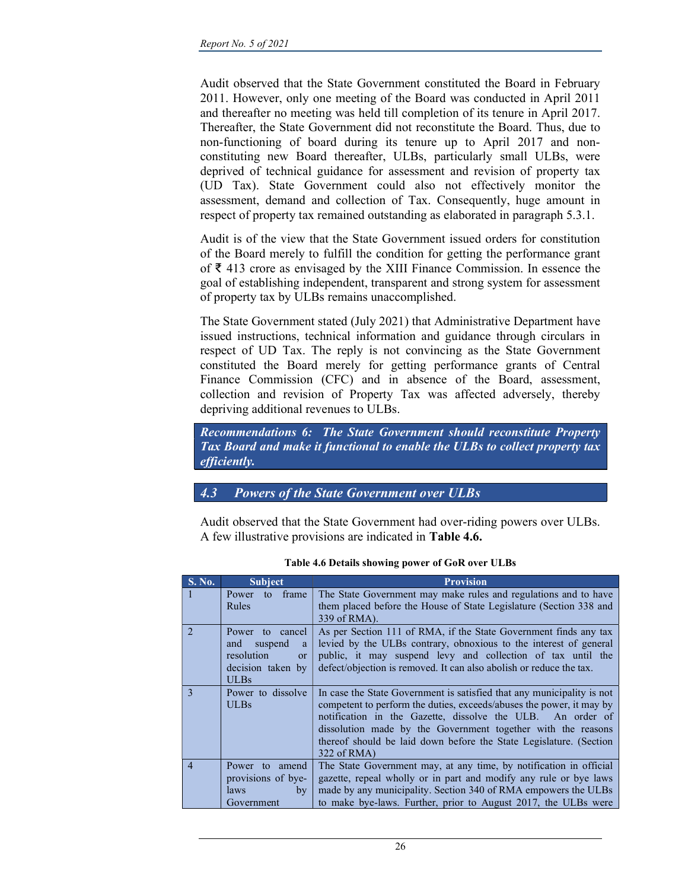Audit observed that the State Government constituted the Board in February 2011. However, only one meeting of the Board was conducted in April 2011 and thereafter no meeting was held till completion of its tenure in April 2017. Thereafter, the State Government did not reconstitute the Board. Thus, due to non-functioning of board during its tenure up to April 2017 and non-constituting new Board thereafter, ULBs, particularly small ULBs, were deprived of technical guidance for assessment and revision of property tax (UD Tax). State Government could also not effectively monitor the assessment, demand and collection of Tax. Consequently, huge amount in respect of property tax remained outstanding as elaborated in paragraph 5.3.1.

Audit is of the view that the State Government issued orders for constitution of the Board merely to fulfill the condition for getting the performance grant of ₹ 413 crore as envisaged by the XIII Finance Commission. In essence the goal of establishing independent, transparent and strong system for assessment of property tax by ULBs remains unaccomplished.

The State Government stated (July 2021) that Administrative Department have issued instructions, technical information and guidance through circulars in respect of UD Tax. The reply is not convincing as the State Government constituted the Board merely for getting performance grants of Central Finance Commission (CFC) and in absence of the Board, assessment, collection and revision of Property Tax was affected adversely, thereby depriving additional revenues to ULBs.

> ***Recommendations 6: The State Government should reconstitute Property Tax Board and make it functional to enable the ULBs to collect property tax efficiently.***

## *4.3 Powers of the State Government over ULBs*

Audit observed that the State Government had over-riding powers over ULBs. A few illustrative provisions are indicated in **Table 4.6.**

**Table 4.6 Details showing power of GoR over ULBs**

| S. No. | Subject | Provision |
|---|---|---|
| 1 | Power to frame Rules | The State Government may make rules and regulations and to have them placed before the House of State Legislature (Section 338 and 339 of RMA). |
| 2 | Power to cancel and suspend a resolution or decision taken by ULBs | As per Section 111 of RMA, if the State Government finds any tax levied by the ULBs contrary, obnoxious to the interest of general public, it may suspend levy and collection of tax until the defect/objection is removed. It can also abolish or reduce the tax. |
| 3 | Power to dissolve ULBs | In case the State Government is satisfied that any municipality is not competent to perform the duties, exceeds/abuses the power, it may by notification in the Gazette, dissolve the ULB. An order of dissolution made by the Government together with the reasons thereof should be laid down before the State Legislature. (Section 322 of RMA) |
| 4 | Power to amend provisions of bye-laws by Government | The State Government may, at any time, by notification in official gazette, repeal wholly or in part and modify any rule or bye laws made by any municipality. Section 340 of RMA empowers the ULBs to make bye-laws. Further, prior to August 2017, the ULBs were |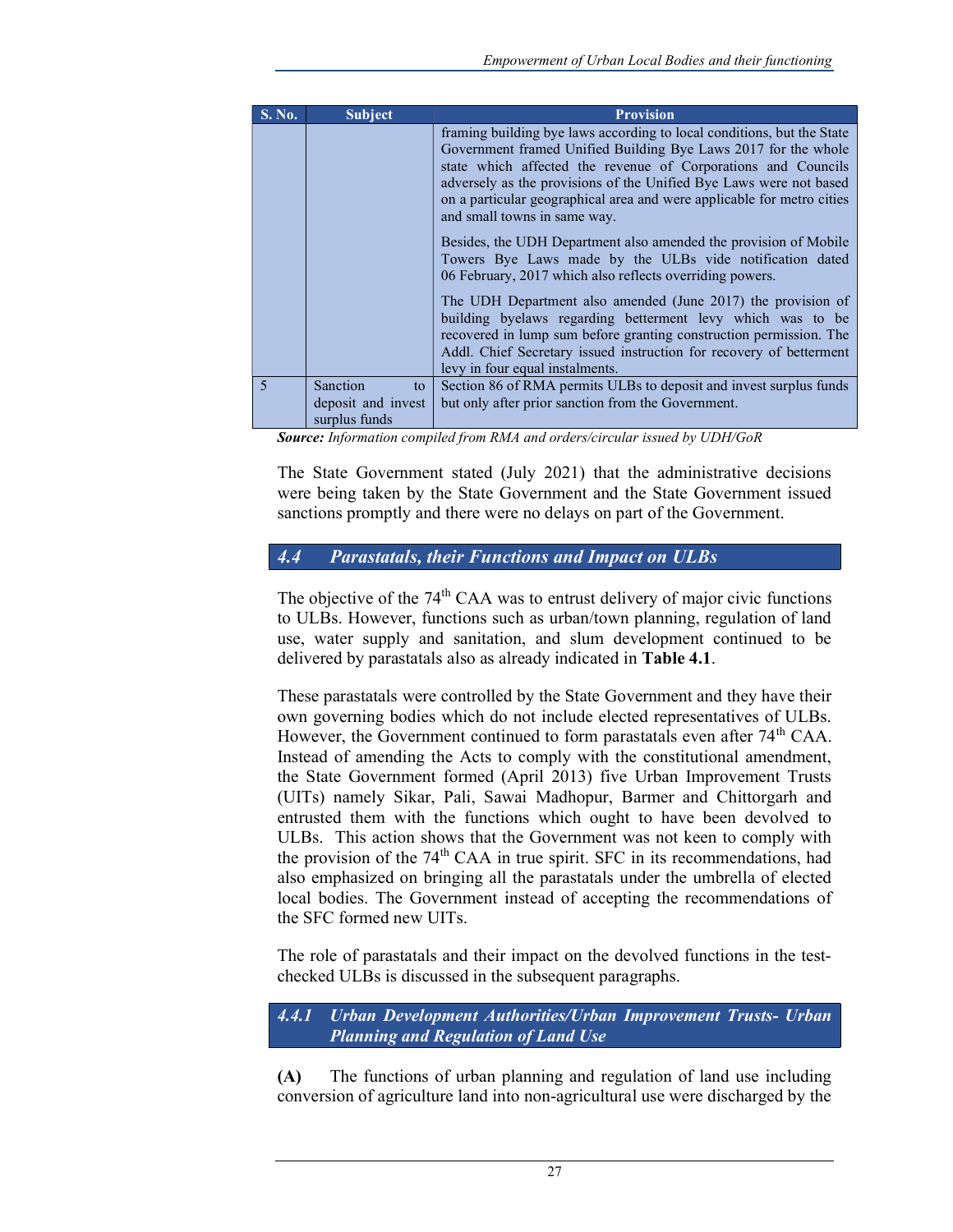| S. No. | Subject | Provision |
|---|---|---|
| | | framing building bye laws according to local conditions, but the State Government framed Unified Building Bye Laws 2017 for the whole state which affected the revenue of Corporations and Councils adversely as the provisions of the Unified Bye Laws were not based on a particular geographical area and were applicable for metro cities and small towns in same way.<br><br>Besides, the UDH Department also amended the provision of Mobile Towers Bye Laws made by the ULBs vide notification dated 06 February, 2017 which also reflects overriding powers.<br><br>The UDH Department also amended (June 2017) the provision of building byelaws regarding betterment levy which was to be recovered in lump sum before granting construction permission. The Addl. Chief Secretary issued instruction for recovery of betterment levy in four equal instalments. |
| 5 | Sanction to deposit and invest surplus funds | Section 86 of RMA permits ULBs to deposit and invest surplus funds but only after prior sanction from the Government. |

***Source:*** *Information compiled from RMA and orders/circular issued by UDH/GoR*

The State Government stated (July 2021) that the administrative decisions were being taken by the State Government and the State Government issued sanctions promptly and there were no delays on part of the Government.

## 4.4 Parastatals, their Functions and Impact on ULBs

The objective of the 74th CAA was to entrust delivery of major civic functions to ULBs. However, functions such as urban/town planning, regulation of land use, water supply and sanitation, and slum development continued to be delivered by parastatals also as already indicated in **Table 4.1**.

These parastatals were controlled by the State Government and they have their own governing bodies which do not include elected representatives of ULBs. However, the Government continued to form parastatals even after 74th CAA. Instead of amending the Acts to comply with the constitutional amendment, the State Government formed (April 2013) five Urban Improvement Trusts (UITs) namely Sikar, Pali, Sawai Madhopur, Barmer and Chittorgarh and entrusted them with the functions which ought to have been devolved to ULBs. This action shows that the Government was not keen to comply with the provision of the 74th CAA in true spirit. SFC in its recommendations, had also emphasized on bringing all the parastatals under the umbrella of elected local bodies. The Government instead of accepting the recommendations of the SFC formed new UITs.

The role of parastatals and their impact on the devolved functions in the test-checked ULBs is discussed in the subsequent paragraphs.

### 4.4.1 Urban Development Authorities/Urban Improvement Trusts- Urban Planning and Regulation of Land Use

**(A)** The functions of urban planning and regulation of land use including conversion of agriculture land into non-agricultural use were discharged by the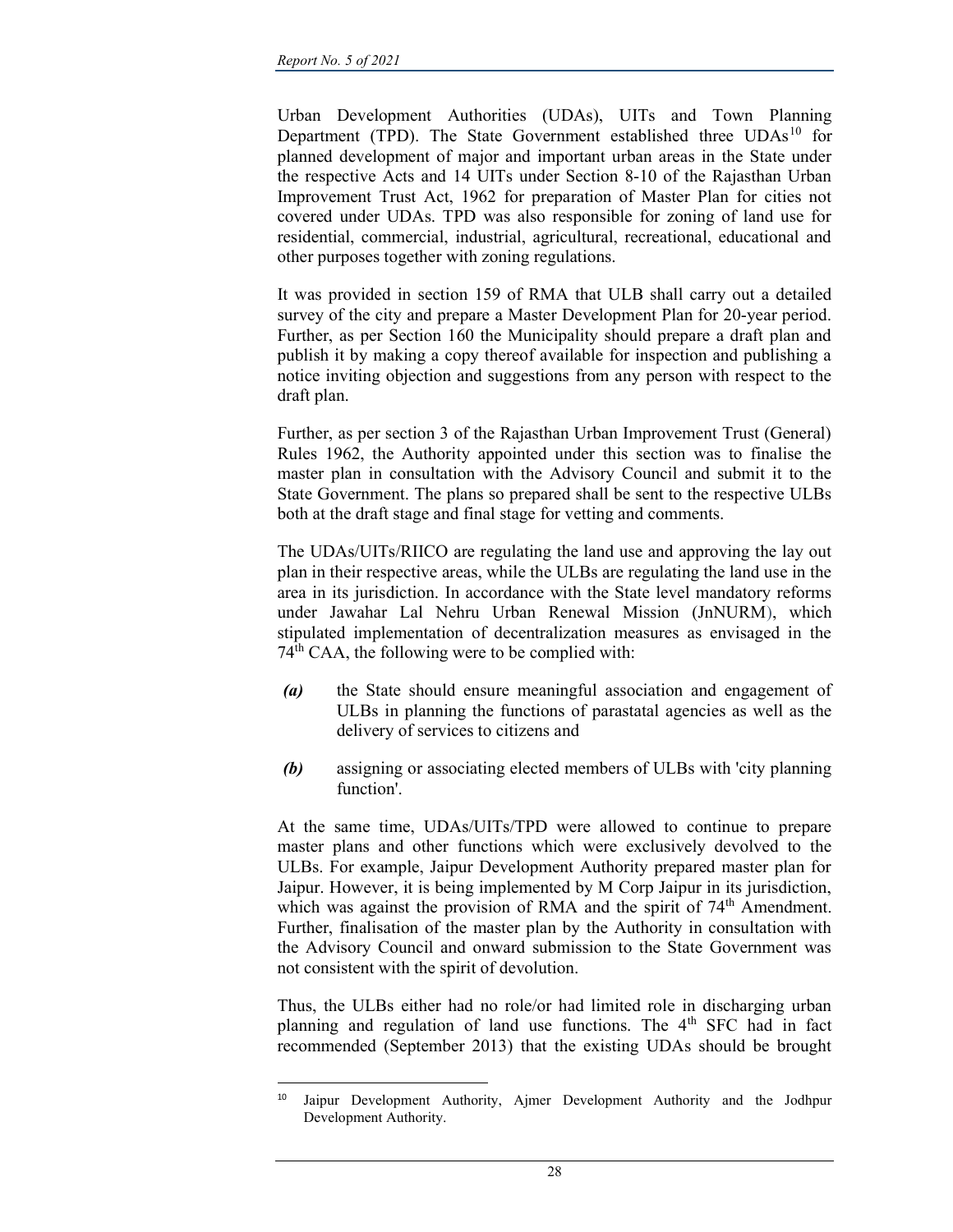Urban Development Authorities (UDAs), UITs and Town Planning Department (TPD). The State Government established three UDAs[10] for planned development of major and important urban areas in the State under the respective Acts and 14 UITs under Section 8-10 of the Rajasthan Urban Improvement Trust Act, 1962 for preparation of Master Plan for cities not covered under UDAs. TPD was also responsible for zoning of land use for residential, commercial, industrial, agricultural, recreational, educational and other purposes together with zoning regulations.

It was provided in section 159 of RMA that ULB shall carry out a detailed survey of the city and prepare a Master Development Plan for 20-year period. Further, as per Section 160 the Municipality should prepare a draft plan and publish it by making a copy thereof available for inspection and publishing a notice inviting objection and suggestions from any person with respect to the draft plan.

Further, as per section 3 of the Rajasthan Urban Improvement Trust (General) Rules 1962, the Authority appointed under this section was to finalise the master plan in consultation with the Advisory Council and submit it to the State Government. The plans so prepared shall be sent to the respective ULBs both at the draft stage and final stage for vetting and comments.

The UDAs/UITs/RIICO are regulating the land use and approving the lay out plan in their respective areas, while the ULBs are regulating the land use in the area in its jurisdiction. In accordance with the State level mandatory reforms under Jawahar Lal Nehru Urban Renewal Mission (JnNURM), which stipulated implementation of decentralization measures as envisaged in the 74th CAA, the following were to be complied with:

***(a)*** the State should ensure meaningful association and engagement of ULBs in planning the functions of parastatal agencies as well as the delivery of services to citizens and

***(b)*** assigning or associating elected members of ULBs with 'city planning function'.

At the same time, UDAs/UITs/TPD were allowed to continue to prepare master plans and other functions which were exclusively devolved to the ULBs. For example, Jaipur Development Authority prepared master plan for Jaipur. However, it is being implemented by M Corp Jaipur in its jurisdiction, which was against the provision of RMA and the spirit of 74th Amendment. Further, finalisation of the master plan by the Authority in consultation with the Advisory Council and onward submission to the State Government was not consistent with the spirit of devolution.

Thus, the ULBs either had no role/or had limited role in discharging urban planning and regulation of land use functions. The 4th SFC had in fact recommended (September 2013) that the existing UDAs should be brought

---

[10] Jaipur Development Authority, Ajmer Development Authority and the Jodhpur Development Authority.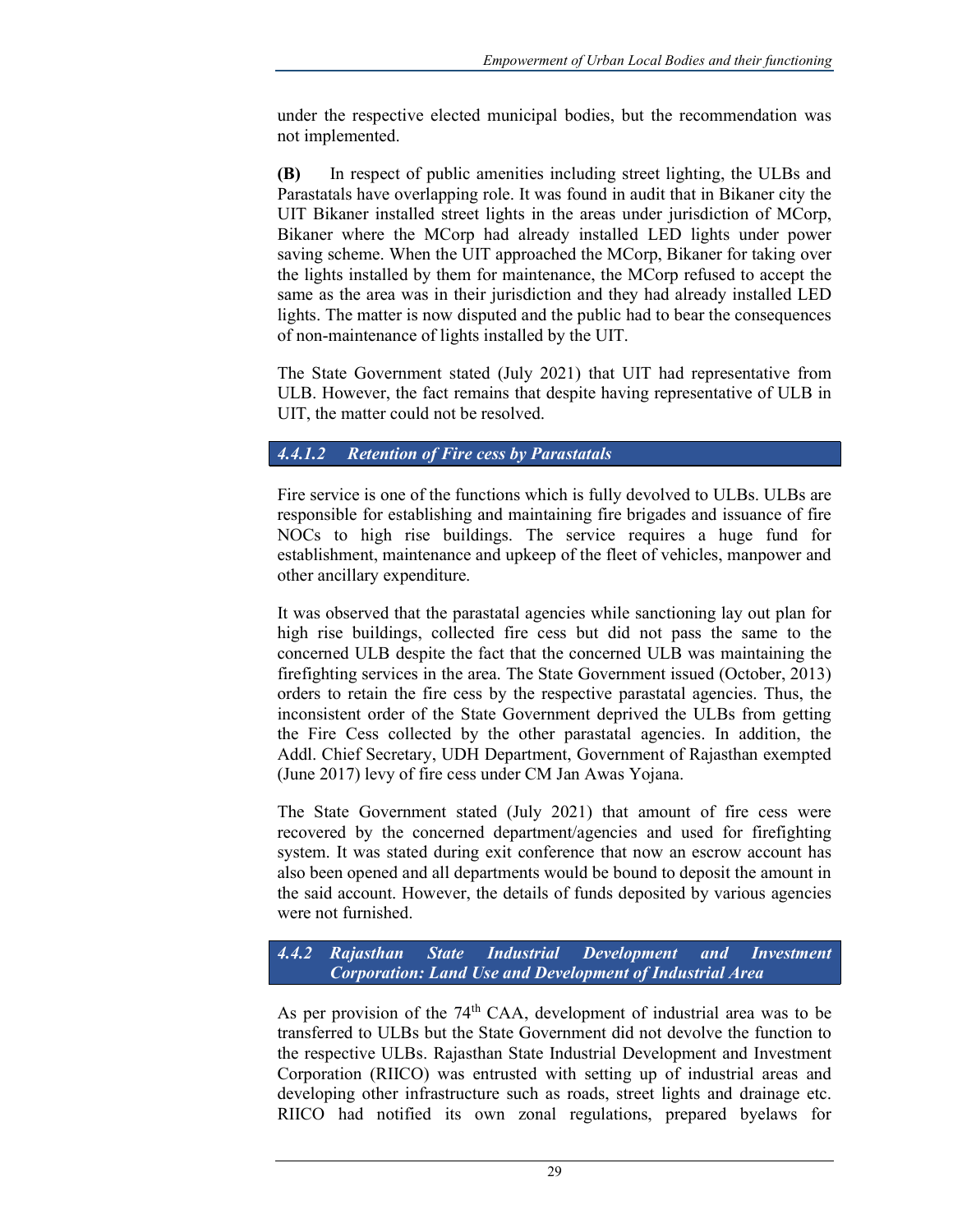under the respective elected municipal bodies, but the recommendation was not implemented.

**(B)** In respect of public amenities including street lighting, the ULBs and Parastatals have overlapping role. It was found in audit that in Bikaner city the UIT Bikaner installed street lights in the areas under jurisdiction of MCorp, Bikaner where the MCorp had already installed LED lights under power saving scheme. When the UIT approached the MCorp, Bikaner for taking over the lights installed by them for maintenance, the MCorp refused to accept the same as the area was in their jurisdiction and they had already installed LED lights. The matter is now disputed and the public had to bear the consequences of non-maintenance of lights installed by the UIT.

The State Government stated (July 2021) that UIT had representative from ULB. However, the fact remains that despite having representative of ULB in UIT, the matter could not be resolved.

### *4.4.1.2 Retention of Fire cess by Parastatals*

Fire service is one of the functions which is fully devolved to ULBs. ULBs are responsible for establishing and maintaining fire brigades and issuance of fire NOCs to high rise buildings. The service requires a huge fund for establishment, maintenance and upkeep of the fleet of vehicles, manpower and other ancillary expenditure.

It was observed that the parastatal agencies while sanctioning lay out plan for high rise buildings, collected fire cess but did not pass the same to the concerned ULB despite the fact that the concerned ULB was maintaining the firefighting services in the area. The State Government issued (October, 2013) orders to retain the fire cess by the respective parastatal agencies. Thus, the inconsistent order of the State Government deprived the ULBs from getting the Fire Cess collected by the other parastatal agencies. In addition, the Addl. Chief Secretary, UDH Department, Government of Rajasthan exempted (June 2017) levy of fire cess under CM Jan Awas Yojana.

The State Government stated (July 2021) that amount of fire cess were recovered by the concerned department/agencies and used for firefighting system. It was stated during exit conference that now an escrow account has also been opened and all departments would be bound to deposit the amount in the said account. However, the details of funds deposited by various agencies were not furnished.

### *4.4.2 Rajasthan State Industrial Development and Investment Corporation: Land Use and Development of Industrial Area*

As per provision of the 74th CAA, development of industrial area was to be transferred to ULBs but the State Government did not devolve the function to the respective ULBs. Rajasthan State Industrial Development and Investment Corporation (RIICO) was entrusted with setting up of industrial areas and developing other infrastructure such as roads, street lights and drainage etc. RIICO had notified its own zonal regulations, prepared byelaws for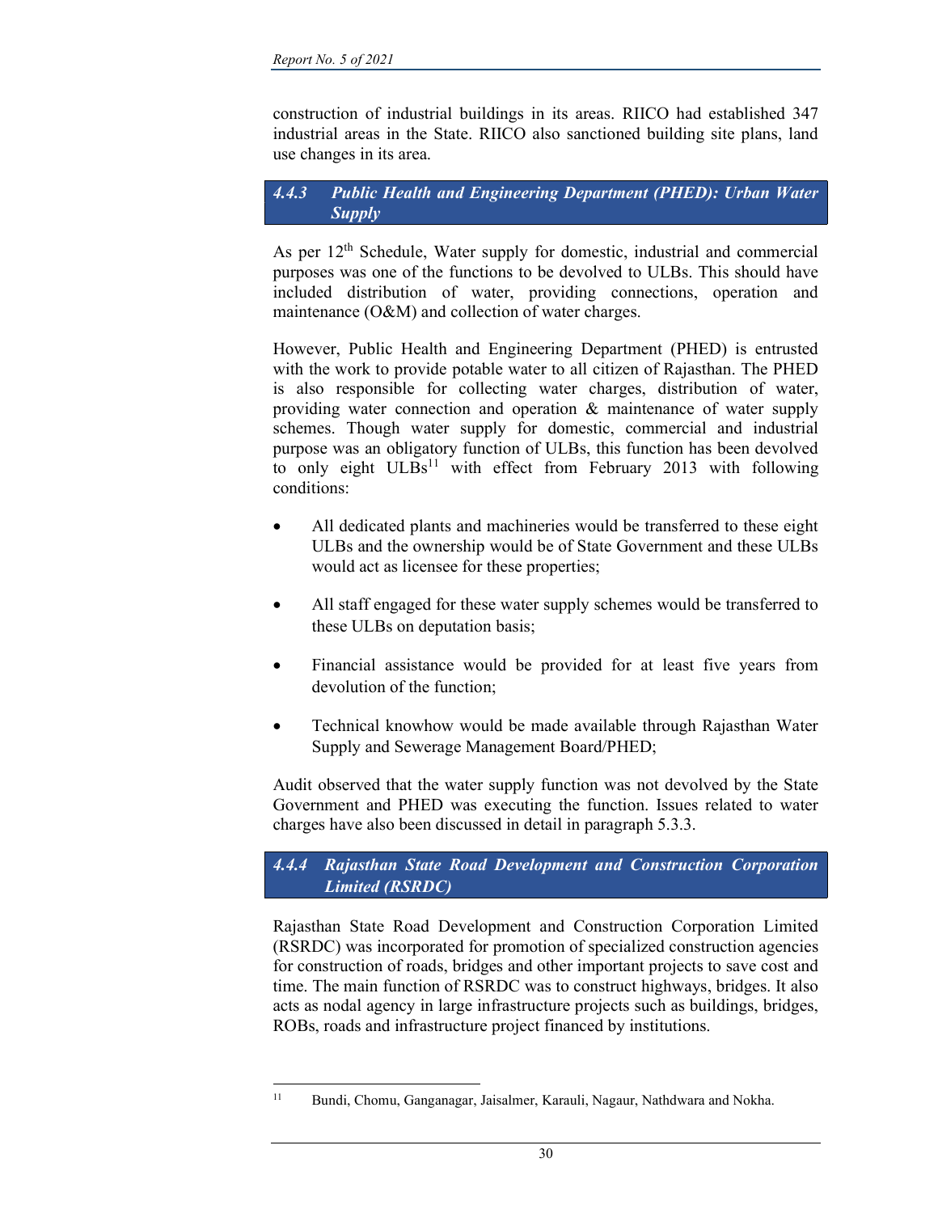construction of industrial buildings in its areas. RIICO had established 347 industrial areas in the State. RIICO also sanctioned building site plans, land use changes in its area.

### *4.4.3 Public Health and Engineering Department (PHED): Urban Water Supply*

As per 12th Schedule, Water supply for domestic, industrial and commercial purposes was one of the functions to be devolved to ULBs. This should have included distribution of water, providing connections, operation and maintenance (O&M) and collection of water charges.

However, Public Health and Engineering Department (PHED) is entrusted with the work to provide potable water to all citizen of Rajasthan. The PHED is also responsible for collecting water charges, distribution of water, providing water connection and operation & maintenance of water supply schemes. Though water supply for domestic, commercial and industrial purpose was an obligatory function of ULBs, this function has been devolved to only eight ULBs[11] with effect from February 2013 with following conditions:

- All dedicated plants and machineries would be transferred to these eight ULBs and the ownership would be of State Government and these ULBs would act as licensee for these properties;
- All staff engaged for these water supply schemes would be transferred to these ULBs on deputation basis;
- Financial assistance would be provided for at least five years from devolution of the function;
- Technical knowhow would be made available through Rajasthan Water Supply and Sewerage Management Board/PHED;

Audit observed that the water supply function was not devolved by the State Government and PHED was executing the function. Issues related to water charges have also been discussed in detail in paragraph 5.3.3.

### *4.4.4 Rajasthan State Road Development and Construction Corporation Limited (RSRDC)*

Rajasthan State Road Development and Construction Corporation Limited (RSRDC) was incorporated for promotion of specialized construction agencies for construction of roads, bridges and other important projects to save cost and time. The main function of RSRDC was to construct highways, bridges. It also acts as nodal agency in large infrastructure projects such as buildings, bridges, ROBs, roads and infrastructure project financed by institutions.

---

[11] Bundi, Chomu, Ganganagar, Jaisalmer, Karauli, Nagaur, Nathdwara and Nokha.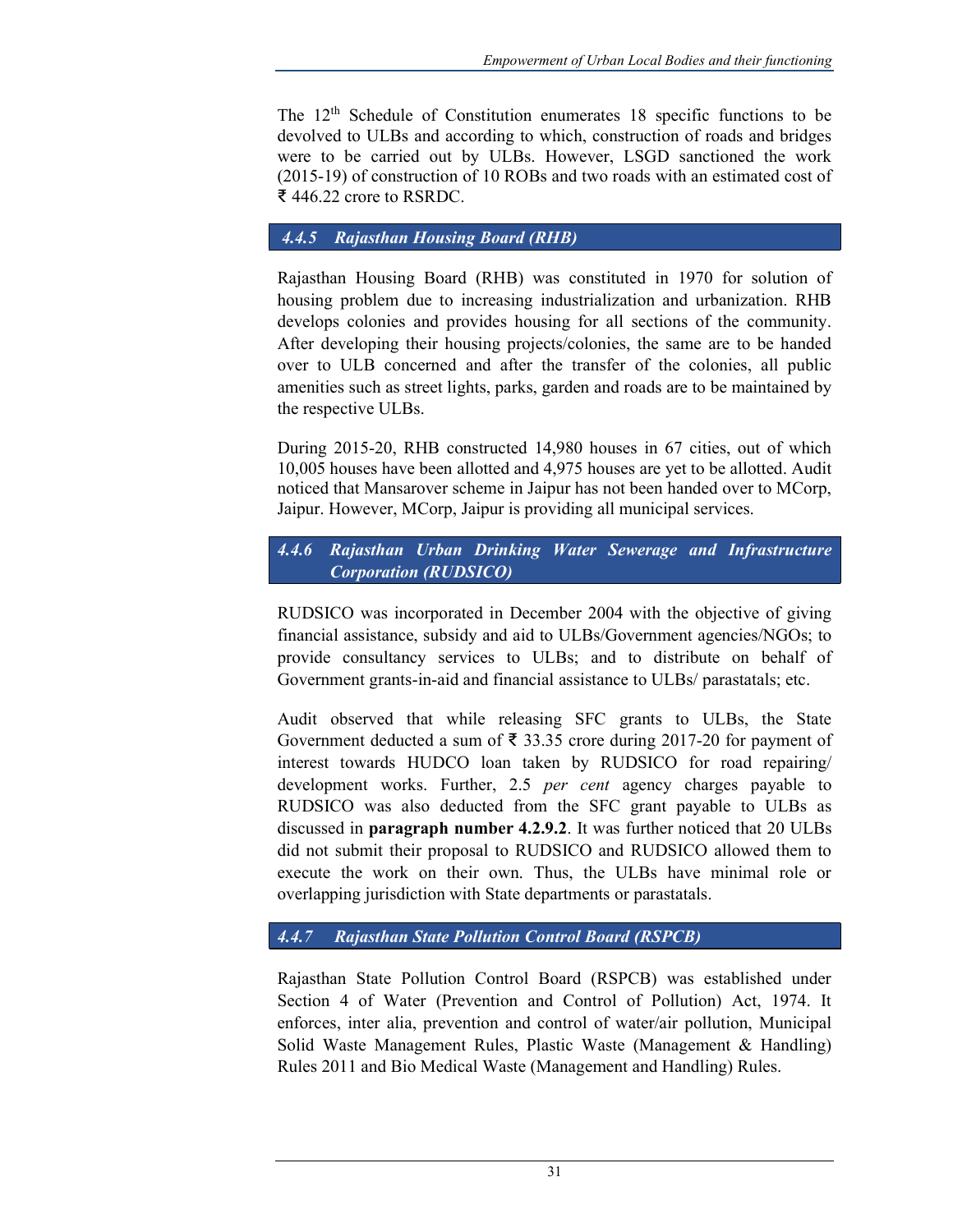The 12th Schedule of Constitution enumerates 18 specific functions to be devolved to ULBs and according to which, construction of roads and bridges were to be carried out by ULBs. However, LSGD sanctioned the work (2015-19) of construction of 10 ROBs and two roads with an estimated cost of ₹ 446.22 crore to RSRDC.

### *4.4.5 Rajasthan Housing Board (RHB)*

Rajasthan Housing Board (RHB) was constituted in 1970 for solution of housing problem due to increasing industrialization and urbanization. RHB develops colonies and provides housing for all sections of the community. After developing their housing projects/colonies, the same are to be handed over to ULB concerned and after the transfer of the colonies, all public amenities such as street lights, parks, garden and roads are to be maintained by the respective ULBs.

During 2015-20, RHB constructed 14,980 houses in 67 cities, out of which 10,005 houses have been allotted and 4,975 houses are yet to be allotted. Audit noticed that Mansarover scheme in Jaipur has not been handed over to MCorp, Jaipur. However, MCorp, Jaipur is providing all municipal services.

### *4.4.6 Rajasthan Urban Drinking Water Sewerage and Infrastructure Corporation (RUDSICO)*

RUDSICO was incorporated in December 2004 with the objective of giving financial assistance, subsidy and aid to ULBs/Government agencies/NGOs; to provide consultancy services to ULBs; and to distribute on behalf of Government grants-in-aid and financial assistance to ULBs/ parastatals; etc.

Audit observed that while releasing SFC grants to ULBs, the State Government deducted a sum of ₹ 33.35 crore during 2017-20 for payment of interest towards HUDCO loan taken by RUDSICO for road repairing/ development works. Further, 2.5 *per cent* agency charges payable to RUDSICO was also deducted from the SFC grant payable to ULBs as discussed in **paragraph number 4.2.9.2**. It was further noticed that 20 ULBs did not submit their proposal to RUDSICO and RUDSICO allowed them to execute the work on their own. Thus, the ULBs have minimal role or overlapping jurisdiction with State departments or parastatals.

### *4.4.7 Rajasthan State Pollution Control Board (RSPCB)*

Rajasthan State Pollution Control Board (RSPCB) was established under Section 4 of Water (Prevention and Control of Pollution) Act, 1974. It enforces, inter alia, prevention and control of water/air pollution, Municipal Solid Waste Management Rules, Plastic Waste (Management & Handling) Rules 2011 and Bio Medical Waste (Management and Handling) Rules.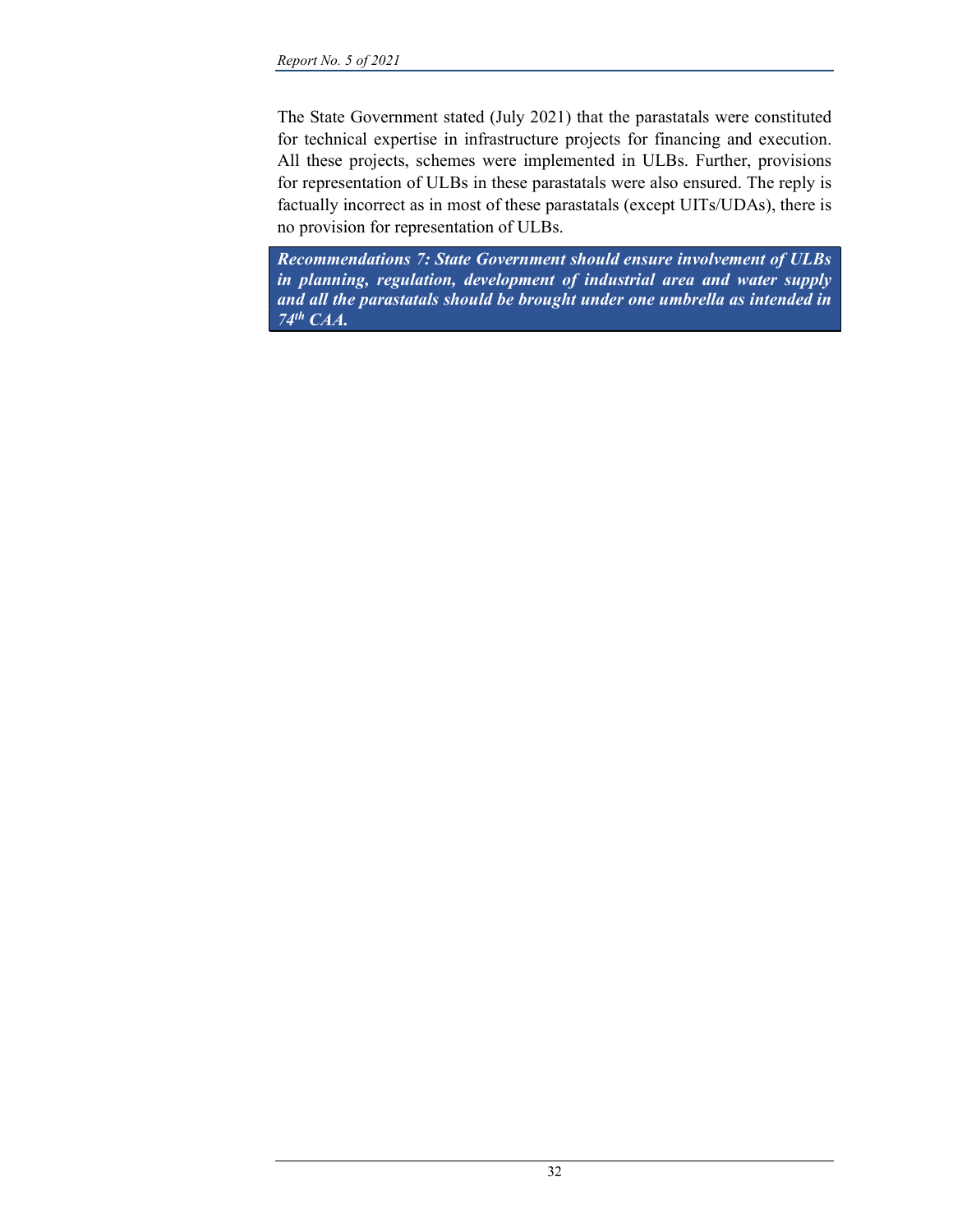The State Government stated (July 2021) that the parastatals were constituted for technical expertise in infrastructure projects for financing and execution. All these projects, schemes were implemented in ULBs. Further, provisions for representation of ULBs in these parastatals were also ensured. The reply is factually incorrect as in most of these parastatals (except UITs/UDAs), there is no provision for representation of ULBs.

***Recommendations 7: State Government should ensure involvement of ULBs in planning, regulation, development of industrial area and water supply and all the parastatals should be brought under one umbrella as intended in 74th CAA.***